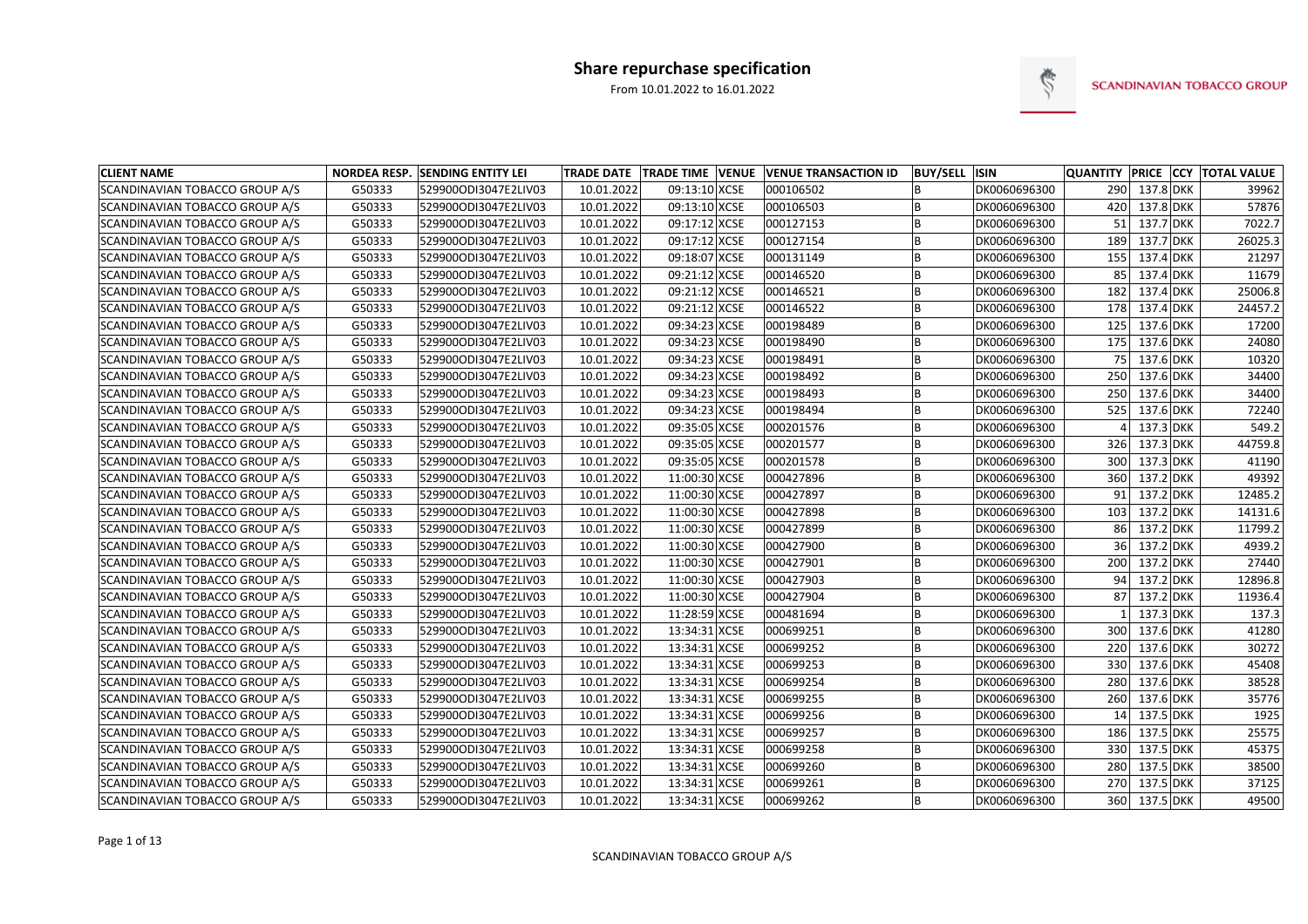# Share repurchase specification

From 10.01.2022 to 16.01.2022

SCANDINAVIAN TOBACCO GROUP

| CLIENT NAME | NORDEA RESP. | SENDING ENTITY LEI | TRADE DATE | TRADE TIME | VENUE | VENUE TRANSACTION ID | BUY/SELL | ISIN | QUANTITY | PRICE | CCY | TOTAL VALUE |
|---|---|---|---|---|---|---|---|---|---|---|---|---|
| SCANDINAVIAN TOBACCO GROUP A/S | G50333 | 529900ODI3047E2LIV03 | 10.01.2022 | 09:13:10 | XCSE | 000106502 | B | DK0060696300 | 290 | 137.8 | DKK | 39962 |
| SCANDINAVIAN TOBACCO GROUP A/S | G50333 | 529900ODI3047E2LIV03 | 10.01.2022 | 09:13:10 | XCSE | 000106503 | B | DK0060696300 | 420 | 137.8 | DKK | 57876 |
| SCANDINAVIAN TOBACCO GROUP A/S | G50333 | 529900ODI3047E2LIV03 | 10.01.2022 | 09:17:12 | XCSE | 000127153 | B | DK0060696300 | 51 | 137.7 | DKK | 7022.7 |
| SCANDINAVIAN TOBACCO GROUP A/S | G50333 | 529900ODI3047E2LIV03 | 10.01.2022 | 09:17:12 | XCSE | 000127154 | B | DK0060696300 | 189 | 137.7 | DKK | 26025.3 |
| SCANDINAVIAN TOBACCO GROUP A/S | G50333 | 529900ODI3047E2LIV03 | 10.01.2022 | 09:18:07 | XCSE | 000131149 | B | DK0060696300 | 155 | 137.4 | DKK | 21297 |
| SCANDINAVIAN TOBACCO GROUP A/S | G50333 | 529900ODI3047E2LIV03 | 10.01.2022 | 09:21:12 | XCSE | 000146520 | B | DK0060696300 | 85 | 137.4 | DKK | 11679 |
| SCANDINAVIAN TOBACCO GROUP A/S | G50333 | 529900ODI3047E2LIV03 | 10.01.2022 | 09:21:12 | XCSE | 000146521 | B | DK0060696300 | 182 | 137.4 | DKK | 25006.8 |
| SCANDINAVIAN TOBACCO GROUP A/S | G50333 | 529900ODI3047E2LIV03 | 10.01.2022 | 09:21:12 | XCSE | 000146522 | B | DK0060696300 | 178 | 137.4 | DKK | 24457.2 |
| SCANDINAVIAN TOBACCO GROUP A/S | G50333 | 529900ODI3047E2LIV03 | 10.01.2022 | 09:34:23 | XCSE | 000198489 | B | DK0060696300 | 125 | 137.6 | DKK | 17200 |
| SCANDINAVIAN TOBACCO GROUP A/S | G50333 | 529900ODI3047E2LIV03 | 10.01.2022 | 09:34:23 | XCSE | 000198490 | B | DK0060696300 | 175 | 137.6 | DKK | 24080 |
| SCANDINAVIAN TOBACCO GROUP A/S | G50333 | 529900ODI3047E2LIV03 | 10.01.2022 | 09:34:23 | XCSE | 000198491 | B | DK0060696300 | 75 | 137.6 | DKK | 10320 |
| SCANDINAVIAN TOBACCO GROUP A/S | G50333 | 529900ODI3047E2LIV03 | 10.01.2022 | 09:34:23 | XCSE | 000198492 | B | DK0060696300 | 250 | 137.6 | DKK | 34400 |
| SCANDINAVIAN TOBACCO GROUP A/S | G50333 | 529900ODI3047E2LIV03 | 10.01.2022 | 09:34:23 | XCSE | 000198493 | B | DK0060696300 | 250 | 137.6 | DKK | 34400 |
| SCANDINAVIAN TOBACCO GROUP A/S | G50333 | 529900ODI3047E2LIV03 | 10.01.2022 | 09:34:23 | XCSE | 000198494 | B | DK0060696300 | 525 | 137.6 | DKK | 72240 |
| SCANDINAVIAN TOBACCO GROUP A/S | G50333 | 529900ODI3047E2LIV03 | 10.01.2022 | 09:35:05 | XCSE | 000201576 | B | DK0060696300 | 4 | 137.3 | DKK | 549.2 |
| SCANDINAVIAN TOBACCO GROUP A/S | G50333 | 529900ODI3047E2LIV03 | 10.01.2022 | 09:35:05 | XCSE | 000201577 | B | DK0060696300 | 326 | 137.3 | DKK | 44759.8 |
| SCANDINAVIAN TOBACCO GROUP A/S | G50333 | 529900ODI3047E2LIV03 | 10.01.2022 | 09:35:05 | XCSE | 000201578 | B | DK0060696300 | 300 | 137.3 | DKK | 41190 |
| SCANDINAVIAN TOBACCO GROUP A/S | G50333 | 529900ODI3047E2LIV03 | 10.01.2022 | 11:00:30 | XCSE | 000427896 | B | DK0060696300 | 360 | 137.2 | DKK | 49392 |
| SCANDINAVIAN TOBACCO GROUP A/S | G50333 | 529900ODI3047E2LIV03 | 10.01.2022 | 11:00:30 | XCSE | 000427897 | B | DK0060696300 | 91 | 137.2 | DKK | 12485.2 |
| SCANDINAVIAN TOBACCO GROUP A/S | G50333 | 529900ODI3047E2LIV03 | 10.01.2022 | 11:00:30 | XCSE | 000427898 | B | DK0060696300 | 103 | 137.2 | DKK | 14131.6 |
| SCANDINAVIAN TOBACCO GROUP A/S | G50333 | 529900ODI3047E2LIV03 | 10.01.2022 | 11:00:30 | XCSE | 000427899 | B | DK0060696300 | 86 | 137.2 | DKK | 11799.2 |
| SCANDINAVIAN TOBACCO GROUP A/S | G50333 | 529900ODI3047E2LIV03 | 10.01.2022 | 11:00:30 | XCSE | 000427900 | B | DK0060696300 | 36 | 137.2 | DKK | 4939.2 |
| SCANDINAVIAN TOBACCO GROUP A/S | G50333 | 529900ODI3047E2LIV03 | 10.01.2022 | 11:00:30 | XCSE | 000427901 | B | DK0060696300 | 200 | 137.2 | DKK | 27440 |
| SCANDINAVIAN TOBACCO GROUP A/S | G50333 | 529900ODI3047E2LIV03 | 10.01.2022 | 11:00:30 | XCSE | 000427903 | B | DK0060696300 | 94 | 137.2 | DKK | 12896.8 |
| SCANDINAVIAN TOBACCO GROUP A/S | G50333 | 529900ODI3047E2LIV03 | 10.01.2022 | 11:00:30 | XCSE | 000427904 | B | DK0060696300 | 87 | 137.2 | DKK | 11936.4 |
| SCANDINAVIAN TOBACCO GROUP A/S | G50333 | 529900ODI3047E2LIV03 | 10.01.2022 | 11:28:59 | XCSE | 000481694 | B | DK0060696300 | 1 | 137.3 | DKK | 137.3 |
| SCANDINAVIAN TOBACCO GROUP A/S | G50333 | 529900ODI3047E2LIV03 | 10.01.2022 | 13:34:31 | XCSE | 000699251 | B | DK0060696300 | 300 | 137.6 | DKK | 41280 |
| SCANDINAVIAN TOBACCO GROUP A/S | G50333 | 529900ODI3047E2LIV03 | 10.01.2022 | 13:34:31 | XCSE | 000699252 | B | DK0060696300 | 220 | 137.6 | DKK | 30272 |
| SCANDINAVIAN TOBACCO GROUP A/S | G50333 | 529900ODI3047E2LIV03 | 10.01.2022 | 13:34:31 | XCSE | 000699253 | B | DK0060696300 | 330 | 137.6 | DKK | 45408 |
| SCANDINAVIAN TOBACCO GROUP A/S | G50333 | 529900ODI3047E2LIV03 | 10.01.2022 | 13:34:31 | XCSE | 000699254 | B | DK0060696300 | 280 | 137.6 | DKK | 38528 |
| SCANDINAVIAN TOBACCO GROUP A/S | G50333 | 529900ODI3047E2LIV03 | 10.01.2022 | 13:34:31 | XCSE | 000699255 | B | DK0060696300 | 260 | 137.6 | DKK | 35776 |
| SCANDINAVIAN TOBACCO GROUP A/S | G50333 | 529900ODI3047E2LIV03 | 10.01.2022 | 13:34:31 | XCSE | 000699256 | B | DK0060696300 | 14 | 137.5 | DKK | 1925 |
| SCANDINAVIAN TOBACCO GROUP A/S | G50333 | 529900ODI3047E2LIV03 | 10.01.2022 | 13:34:31 | XCSE | 000699257 | B | DK0060696300 | 186 | 137.5 | DKK | 25575 |
| SCANDINAVIAN TOBACCO GROUP A/S | G50333 | 529900ODI3047E2LIV03 | 10.01.2022 | 13:34:31 | XCSE | 000699258 | B | DK0060696300 | 330 | 137.5 | DKK | 45375 |
| SCANDINAVIAN TOBACCO GROUP A/S | G50333 | 529900ODI3047E2LIV03 | 10.01.2022 | 13:34:31 | XCSE | 000699260 | B | DK0060696300 | 280 | 137.5 | DKK | 38500 |
| SCANDINAVIAN TOBACCO GROUP A/S | G50333 | 529900ODI3047E2LIV03 | 10.01.2022 | 13:34:31 | XCSE | 000699261 | B | DK0060696300 | 270 | 137.5 | DKK | 37125 |
| SCANDINAVIAN TOBACCO GROUP A/S | G50333 | 529900ODI3047E2LIV03 | 10.01.2022 | 13:34:31 | XCSE | 000699262 | B | DK0060696300 | 360 | 137.5 | DKK | 49500 |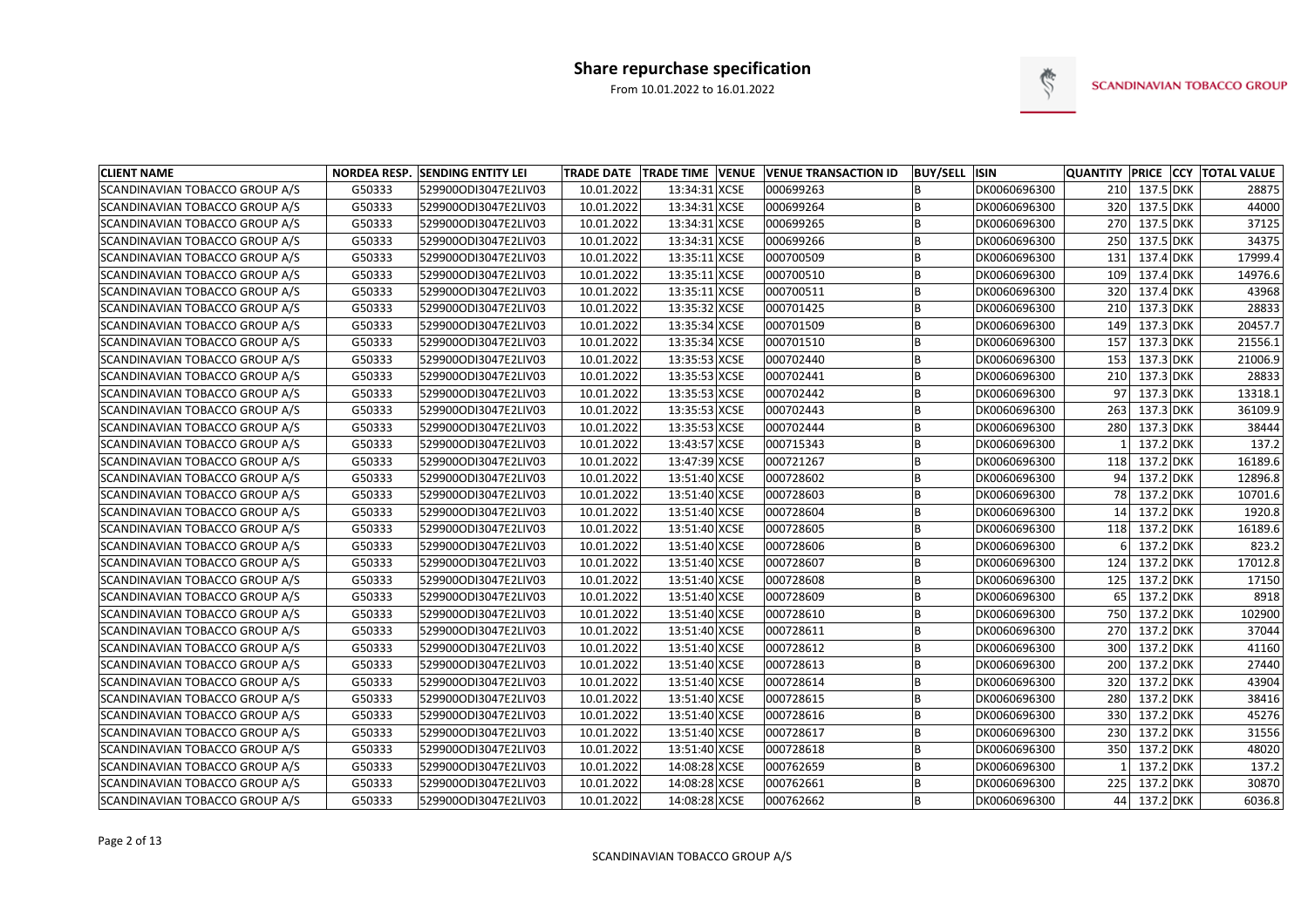# Share repurchase specification

From 10.01.2022 to 16.01.2022

SCANDINAVIAN TOBACCO GROUP

| CLIENT NAME | NORDEA RESP. | SENDING ENTITY LEI | TRADE DATE | TRADE TIME | VENUE | VENUE TRANSACTION ID | BUY/SELL | ISIN | QUANTITY | PRICE | CCY | TOTAL VALUE |
|---|---|---|---|---|---|---|---|---|---|---|---|---|
| SCANDINAVIAN TOBACCO GROUP A/S | G50333 | 529900ODI3047E2LIV03 | 10.01.2022 | 13:34:31 | XCSE | 000699263 | B | DK0060696300 | 210 | 137.5 | DKK | 28875 |
| SCANDINAVIAN TOBACCO GROUP A/S | G50333 | 529900ODI3047E2LIV03 | 10.01.2022 | 13:34:31 | XCSE | 000699264 | B | DK0060696300 | 320 | 137.5 | DKK | 44000 |
| SCANDINAVIAN TOBACCO GROUP A/S | G50333 | 529900ODI3047E2LIV03 | 10.01.2022 | 13:34:31 | XCSE | 000699265 | B | DK0060696300 | 270 | 137.5 | DKK | 37125 |
| SCANDINAVIAN TOBACCO GROUP A/S | G50333 | 529900ODI3047E2LIV03 | 10.01.2022 | 13:34:31 | XCSE | 000699266 | B | DK0060696300 | 250 | 137.5 | DKK | 34375 |
| SCANDINAVIAN TOBACCO GROUP A/S | G50333 | 529900ODI3047E2LIV03 | 10.01.2022 | 13:35:11 | XCSE | 000700509 | B | DK0060696300 | 131 | 137.4 | DKK | 17999.4 |
| SCANDINAVIAN TOBACCO GROUP A/S | G50333 | 529900ODI3047E2LIV03 | 10.01.2022 | 13:35:11 | XCSE | 000700510 | B | DK0060696300 | 109 | 137.4 | DKK | 14976.6 |
| SCANDINAVIAN TOBACCO GROUP A/S | G50333 | 529900ODI3047E2LIV03 | 10.01.2022 | 13:35:11 | XCSE | 000700511 | B | DK0060696300 | 320 | 137.4 | DKK | 43968 |
| SCANDINAVIAN TOBACCO GROUP A/S | G50333 | 529900ODI3047E2LIV03 | 10.01.2022 | 13:35:32 | XCSE | 000701425 | B | DK0060696300 | 210 | 137.3 | DKK | 28833 |
| SCANDINAVIAN TOBACCO GROUP A/S | G50333 | 529900ODI3047E2LIV03 | 10.01.2022 | 13:35:34 | XCSE | 000701509 | B | DK0060696300 | 149 | 137.3 | DKK | 20457.7 |
| SCANDINAVIAN TOBACCO GROUP A/S | G50333 | 529900ODI3047E2LIV03 | 10.01.2022 | 13:35:34 | XCSE | 000701510 | B | DK0060696300 | 157 | 137.3 | DKK | 21556.1 |
| SCANDINAVIAN TOBACCO GROUP A/S | G50333 | 529900ODI3047E2LIV03 | 10.01.2022 | 13:35:53 | XCSE | 000702440 | B | DK0060696300 | 153 | 137.3 | DKK | 21006.9 |
| SCANDINAVIAN TOBACCO GROUP A/S | G50333 | 529900ODI3047E2LIV03 | 10.01.2022 | 13:35:53 | XCSE | 000702441 | B | DK0060696300 | 210 | 137.3 | DKK | 28833 |
| SCANDINAVIAN TOBACCO GROUP A/S | G50333 | 529900ODI3047E2LIV03 | 10.01.2022 | 13:35:53 | XCSE | 000702442 | B | DK0060696300 | 97 | 137.3 | DKK | 13318.1 |
| SCANDINAVIAN TOBACCO GROUP A/S | G50333 | 529900ODI3047E2LIV03 | 10.01.2022 | 13:35:53 | XCSE | 000702443 | B | DK0060696300 | 263 | 137.3 | DKK | 36109.9 |
| SCANDINAVIAN TOBACCO GROUP A/S | G50333 | 529900ODI3047E2LIV03 | 10.01.2022 | 13:35:53 | XCSE | 000702444 | B | DK0060696300 | 280 | 137.3 | DKK | 38444 |
| SCANDINAVIAN TOBACCO GROUP A/S | G50333 | 529900ODI3047E2LIV03 | 10.01.2022 | 13:43:57 | XCSE | 000715343 | B | DK0060696300 | 1 | 137.2 | DKK | 137.2 |
| SCANDINAVIAN TOBACCO GROUP A/S | G50333 | 529900ODI3047E2LIV03 | 10.01.2022 | 13:47:39 | XCSE | 000721267 | B | DK0060696300 | 118 | 137.2 | DKK | 16189.6 |
| SCANDINAVIAN TOBACCO GROUP A/S | G50333 | 529900ODI3047E2LIV03 | 10.01.2022 | 13:51:40 | XCSE | 000728602 | B | DK0060696300 | 94 | 137.2 | DKK | 12896.8 |
| SCANDINAVIAN TOBACCO GROUP A/S | G50333 | 529900ODI3047E2LIV03 | 10.01.2022 | 13:51:40 | XCSE | 000728603 | B | DK0060696300 | 78 | 137.2 | DKK | 10701.6 |
| SCANDINAVIAN TOBACCO GROUP A/S | G50333 | 529900ODI3047E2LIV03 | 10.01.2022 | 13:51:40 | XCSE | 000728604 | B | DK0060696300 | 14 | 137.2 | DKK | 1920.8 |
| SCANDINAVIAN TOBACCO GROUP A/S | G50333 | 529900ODI3047E2LIV03 | 10.01.2022 | 13:51:40 | XCSE | 000728605 | B | DK0060696300 | 118 | 137.2 | DKK | 16189.6 |
| SCANDINAVIAN TOBACCO GROUP A/S | G50333 | 529900ODI3047E2LIV03 | 10.01.2022 | 13:51:40 | XCSE | 000728606 | B | DK0060696300 | 6 | 137.2 | DKK | 823.2 |
| SCANDINAVIAN TOBACCO GROUP A/S | G50333 | 529900ODI3047E2LIV03 | 10.01.2022 | 13:51:40 | XCSE | 000728607 | B | DK0060696300 | 124 | 137.2 | DKK | 17012.8 |
| SCANDINAVIAN TOBACCO GROUP A/S | G50333 | 529900ODI3047E2LIV03 | 10.01.2022 | 13:51:40 | XCSE | 000728608 | B | DK0060696300 | 125 | 137.2 | DKK | 17150 |
| SCANDINAVIAN TOBACCO GROUP A/S | G50333 | 529900ODI3047E2LIV03 | 10.01.2022 | 13:51:40 | XCSE | 000728609 | B | DK0060696300 | 65 | 137.2 | DKK | 8918 |
| SCANDINAVIAN TOBACCO GROUP A/S | G50333 | 529900ODI3047E2LIV03 | 10.01.2022 | 13:51:40 | XCSE | 000728610 | B | DK0060696300 | 750 | 137.2 | DKK | 102900 |
| SCANDINAVIAN TOBACCO GROUP A/S | G50333 | 529900ODI3047E2LIV03 | 10.01.2022 | 13:51:40 | XCSE | 000728611 | B | DK0060696300 | 270 | 137.2 | DKK | 37044 |
| SCANDINAVIAN TOBACCO GROUP A/S | G50333 | 529900ODI3047E2LIV03 | 10.01.2022 | 13:51:40 | XCSE | 000728612 | B | DK0060696300 | 300 | 137.2 | DKK | 41160 |
| SCANDINAVIAN TOBACCO GROUP A/S | G50333 | 529900ODI3047E2LIV03 | 10.01.2022 | 13:51:40 | XCSE | 000728613 | B | DK0060696300 | 200 | 137.2 | DKK | 27440 |
| SCANDINAVIAN TOBACCO GROUP A/S | G50333 | 529900ODI3047E2LIV03 | 10.01.2022 | 13:51:40 | XCSE | 000728614 | B | DK0060696300 | 320 | 137.2 | DKK | 43904 |
| SCANDINAVIAN TOBACCO GROUP A/S | G50333 | 529900ODI3047E2LIV03 | 10.01.2022 | 13:51:40 | XCSE | 000728615 | B | DK0060696300 | 280 | 137.2 | DKK | 38416 |
| SCANDINAVIAN TOBACCO GROUP A/S | G50333 | 529900ODI3047E2LIV03 | 10.01.2022 | 13:51:40 | XCSE | 000728616 | B | DK0060696300 | 330 | 137.2 | DKK | 45276 |
| SCANDINAVIAN TOBACCO GROUP A/S | G50333 | 529900ODI3047E2LIV03 | 10.01.2022 | 13:51:40 | XCSE | 000728617 | B | DK0060696300 | 230 | 137.2 | DKK | 31556 |
| SCANDINAVIAN TOBACCO GROUP A/S | G50333 | 529900ODI3047E2LIV03 | 10.01.2022 | 13:51:40 | XCSE | 000728618 | B | DK0060696300 | 350 | 137.2 | DKK | 48020 |
| SCANDINAVIAN TOBACCO GROUP A/S | G50333 | 529900ODI3047E2LIV03 | 10.01.2022 | 14:08:28 | XCSE | 000762659 | B | DK0060696300 | 1 | 137.2 | DKK | 137.2 |
| SCANDINAVIAN TOBACCO GROUP A/S | G50333 | 529900ODI3047E2LIV03 | 10.01.2022 | 14:08:28 | XCSE | 000762661 | B | DK0060696300 | 225 | 137.2 | DKK | 30870 |
| SCANDINAVIAN TOBACCO GROUP A/S | G50333 | 529900ODI3047E2LIV03 | 10.01.2022 | 14:08:28 | XCSE | 000762662 | B | DK0060696300 | 44 | 137.2 | DKK | 6036.8 |

SCANDINAVIAN TOBACCO GROUP A/S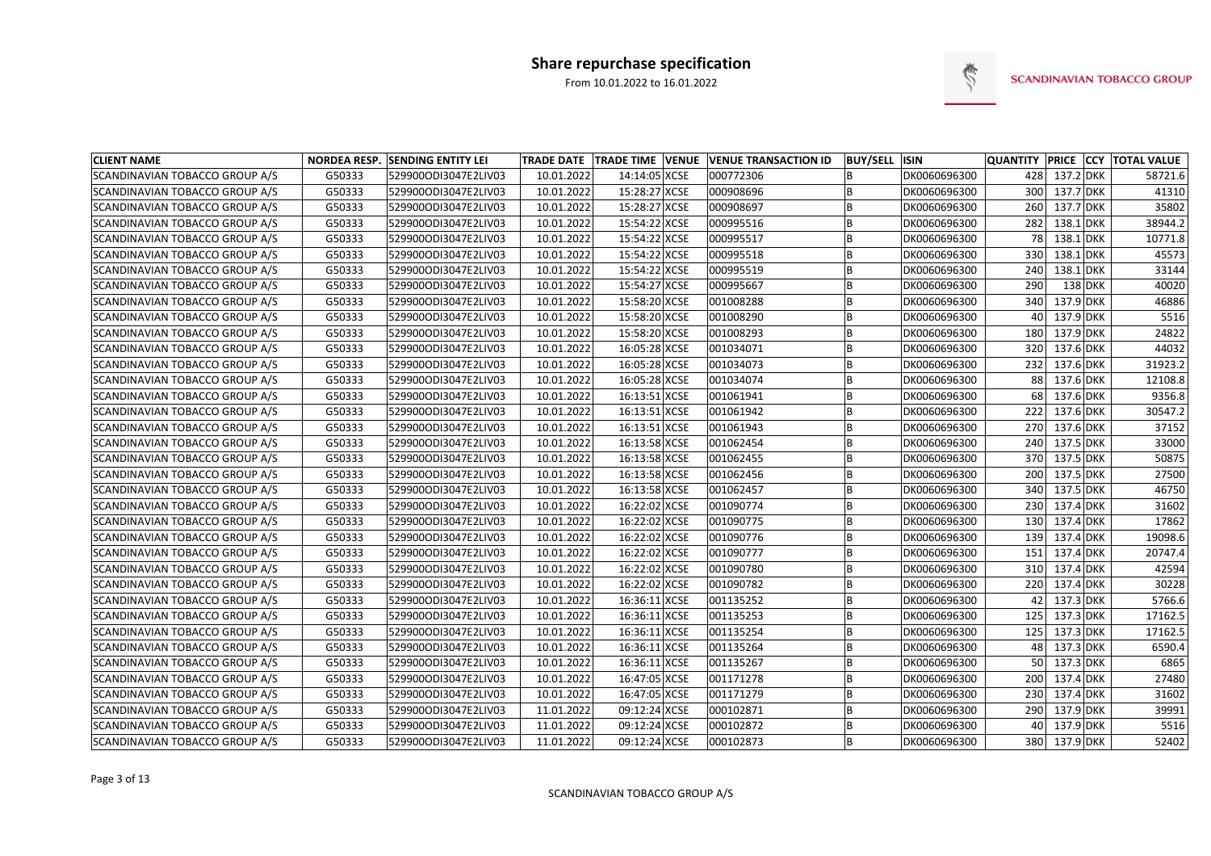# Share repurchase specification

From 10.01.2022 to 16.01.2022

SCANDINAVIAN TOBACCO GROUP

| CLIENT NAME | NORDEA RESP. | SENDING ENTITY LEI | TRADE DATE | TRADE TIME | VENUE | VENUE TRANSACTION ID | BUY/SELL | ISIN | QUANTITY | PRICE | CCY | TOTAL VALUE |
|---|---|---|---|---|---|---|---|---|---|---|---|---|
| SCANDINAVIAN TOBACCO GROUP A/S | G50333 | 529900ODI3047E2LIV03 | 10.01.2022 | 14:14:05 | XCSE | 000772306 | B | DK0060696300 | 428 | 137.2 | DKK | 58721.6 |
| SCANDINAVIAN TOBACCO GROUP A/S | G50333 | 529900ODI3047E2LIV03 | 10.01.2022 | 15:28:27 | XCSE | 000908696 | B | DK0060696300 | 300 | 137.7 | DKK | 41310 |
| SCANDINAVIAN TOBACCO GROUP A/S | G50333 | 529900ODI3047E2LIV03 | 10.01.2022 | 15:28:27 | XCSE | 000908697 | B | DK0060696300 | 260 | 137.7 | DKK | 35802 |
| SCANDINAVIAN TOBACCO GROUP A/S | G50333 | 529900ODI3047E2LIV03 | 10.01.2022 | 15:54:22 | XCSE | 000995516 | B | DK0060696300 | 282 | 138.1 | DKK | 38944.2 |
| SCANDINAVIAN TOBACCO GROUP A/S | G50333 | 529900ODI3047E2LIV03 | 10.01.2022 | 15:54:22 | XCSE | 000995517 | B | DK0060696300 | 78 | 138.1 | DKK | 10771.8 |
| SCANDINAVIAN TOBACCO GROUP A/S | G50333 | 529900ODI3047E2LIV03 | 10.01.2022 | 15:54:22 | XCSE | 000995518 | B | DK0060696300 | 330 | 138.1 | DKK | 45573 |
| SCANDINAVIAN TOBACCO GROUP A/S | G50333 | 529900ODI3047E2LIV03 | 10.01.2022 | 15:54:22 | XCSE | 000995519 | B | DK0060696300 | 240 | 138.1 | DKK | 33144 |
| SCANDINAVIAN TOBACCO GROUP A/S | G50333 | 529900ODI3047E2LIV03 | 10.01.2022 | 15:54:27 | XCSE | 000995667 | B | DK0060696300 | 290 | 138 | DKK | 40020 |
| SCANDINAVIAN TOBACCO GROUP A/S | G50333 | 529900ODI3047E2LIV03 | 10.01.2022 | 15:58:20 | XCSE | 001008288 | B | DK0060696300 | 340 | 137.9 | DKK | 46886 |
| SCANDINAVIAN TOBACCO GROUP A/S | G50333 | 529900ODI3047E2LIV03 | 10.01.2022 | 15:58:20 | XCSE | 001008290 | B | DK0060696300 | 40 | 137.9 | DKK | 5516 |
| SCANDINAVIAN TOBACCO GROUP A/S | G50333 | 529900ODI3047E2LIV03 | 10.01.2022 | 15:58:20 | XCSE | 001008293 | B | DK0060696300 | 180 | 137.9 | DKK | 24822 |
| SCANDINAVIAN TOBACCO GROUP A/S | G50333 | 529900ODI3047E2LIV03 | 10.01.2022 | 16:05:28 | XCSE | 001034071 | B | DK0060696300 | 320 | 137.6 | DKK | 44032 |
| SCANDINAVIAN TOBACCO GROUP A/S | G50333 | 529900ODI3047E2LIV03 | 10.01.2022 | 16:05:28 | XCSE | 001034073 | B | DK0060696300 | 232 | 137.6 | DKK | 31923.2 |
| SCANDINAVIAN TOBACCO GROUP A/S | G50333 | 529900ODI3047E2LIV03 | 10.01.2022 | 16:05:28 | XCSE | 001034074 | B | DK0060696300 | 88 | 137.6 | DKK | 12108.8 |
| SCANDINAVIAN TOBACCO GROUP A/S | G50333 | 529900ODI3047E2LIV03 | 10.01.2022 | 16:13:51 | XCSE | 001061941 | B | DK0060696300 | 68 | 137.6 | DKK | 9356.8 |
| SCANDINAVIAN TOBACCO GROUP A/S | G50333 | 529900ODI3047E2LIV03 | 10.01.2022 | 16:13:51 | XCSE | 001061942 | B | DK0060696300 | 222 | 137.6 | DKK | 30547.2 |
| SCANDINAVIAN TOBACCO GROUP A/S | G50333 | 529900ODI3047E2LIV03 | 10.01.2022 | 16:13:51 | XCSE | 001061943 | B | DK0060696300 | 270 | 137.6 | DKK | 37152 |
| SCANDINAVIAN TOBACCO GROUP A/S | G50333 | 529900ODI3047E2LIV03 | 10.01.2022 | 16:13:58 | XCSE | 001062454 | B | DK0060696300 | 240 | 137.5 | DKK | 33000 |
| SCANDINAVIAN TOBACCO GROUP A/S | G50333 | 529900ODI3047E2LIV03 | 10.01.2022 | 16:13:58 | XCSE | 001062455 | B | DK0060696300 | 370 | 137.5 | DKK | 50875 |
| SCANDINAVIAN TOBACCO GROUP A/S | G50333 | 529900ODI3047E2LIV03 | 10.01.2022 | 16:13:58 | XCSE | 001062456 | B | DK0060696300 | 200 | 137.5 | DKK | 27500 |
| SCANDINAVIAN TOBACCO GROUP A/S | G50333 | 529900ODI3047E2LIV03 | 10.01.2022 | 16:13:58 | XCSE | 001062457 | B | DK0060696300 | 340 | 137.5 | DKK | 46750 |
| SCANDINAVIAN TOBACCO GROUP A/S | G50333 | 529900ODI3047E2LIV03 | 10.01.2022 | 16:22:02 | XCSE | 001090774 | B | DK0060696300 | 230 | 137.4 | DKK | 31602 |
| SCANDINAVIAN TOBACCO GROUP A/S | G50333 | 529900ODI3047E2LIV03 | 10.01.2022 | 16:22:02 | XCSE | 001090775 | B | DK0060696300 | 130 | 137.4 | DKK | 17862 |
| SCANDINAVIAN TOBACCO GROUP A/S | G50333 | 529900ODI3047E2LIV03 | 10.01.2022 | 16:22:02 | XCSE | 001090776 | B | DK0060696300 | 139 | 137.4 | DKK | 19098.6 |
| SCANDINAVIAN TOBACCO GROUP A/S | G50333 | 529900ODI3047E2LIV03 | 10.01.2022 | 16:22:02 | XCSE | 001090777 | B | DK0060696300 | 151 | 137.4 | DKK | 20747.4 |
| SCANDINAVIAN TOBACCO GROUP A/S | G50333 | 529900ODI3047E2LIV03 | 10.01.2022 | 16:22:02 | XCSE | 001090780 | B | DK0060696300 | 310 | 137.4 | DKK | 42594 |
| SCANDINAVIAN TOBACCO GROUP A/S | G50333 | 529900ODI3047E2LIV03 | 10.01.2022 | 16:22:02 | XCSE | 001090782 | B | DK0060696300 | 220 | 137.4 | DKK | 30228 |
| SCANDINAVIAN TOBACCO GROUP A/S | G50333 | 529900ODI3047E2LIV03 | 10.01.2022 | 16:36:11 | XCSE | 001135252 | B | DK0060696300 | 42 | 137.3 | DKK | 5766.6 |
| SCANDINAVIAN TOBACCO GROUP A/S | G50333 | 529900ODI3047E2LIV03 | 10.01.2022 | 16:36:11 | XCSE | 001135253 | B | DK0060696300 | 125 | 137.3 | DKK | 17162.5 |
| SCANDINAVIAN TOBACCO GROUP A/S | G50333 | 529900ODI3047E2LIV03 | 10.01.2022 | 16:36:11 | XCSE | 001135254 | B | DK0060696300 | 125 | 137.3 | DKK | 17162.5 |
| SCANDINAVIAN TOBACCO GROUP A/S | G50333 | 529900ODI3047E2LIV03 | 10.01.2022 | 16:36:11 | XCSE | 001135264 | B | DK0060696300 | 48 | 137.3 | DKK | 6590.4 |
| SCANDINAVIAN TOBACCO GROUP A/S | G50333 | 529900ODI3047E2LIV03 | 10.01.2022 | 16:36:11 | XCSE | 001135267 | B | DK0060696300 | 50 | 137.3 | DKK | 6865 |
| SCANDINAVIAN TOBACCO GROUP A/S | G50333 | 529900ODI3047E2LIV03 | 10.01.2022 | 16:47:05 | XCSE | 001171278 | B | DK0060696300 | 200 | 137.4 | DKK | 27480 |
| SCANDINAVIAN TOBACCO GROUP A/S | G50333 | 529900ODI3047E2LIV03 | 10.01.2022 | 16:47:05 | XCSE | 001171279 | B | DK0060696300 | 230 | 137.4 | DKK | 31602 |
| SCANDINAVIAN TOBACCO GROUP A/S | G50333 | 529900ODI3047E2LIV03 | 11.01.2022 | 09:12:24 | XCSE | 000102871 | B | DK0060696300 | 290 | 137.9 | DKK | 39991 |
| SCANDINAVIAN TOBACCO GROUP A/S | G50333 | 529900ODI3047E2LIV03 | 11.01.2022 | 09:12:24 | XCSE | 000102872 | B | DK0060696300 | 40 | 137.9 | DKK | 5516 |
| SCANDINAVIAN TOBACCO GROUP A/S | G50333 | 529900ODI3047E2LIV03 | 11.01.2022 | 09:12:24 | XCSE | 000102873 | B | DK0060696300 | 380 | 137.9 | DKK | 52402 |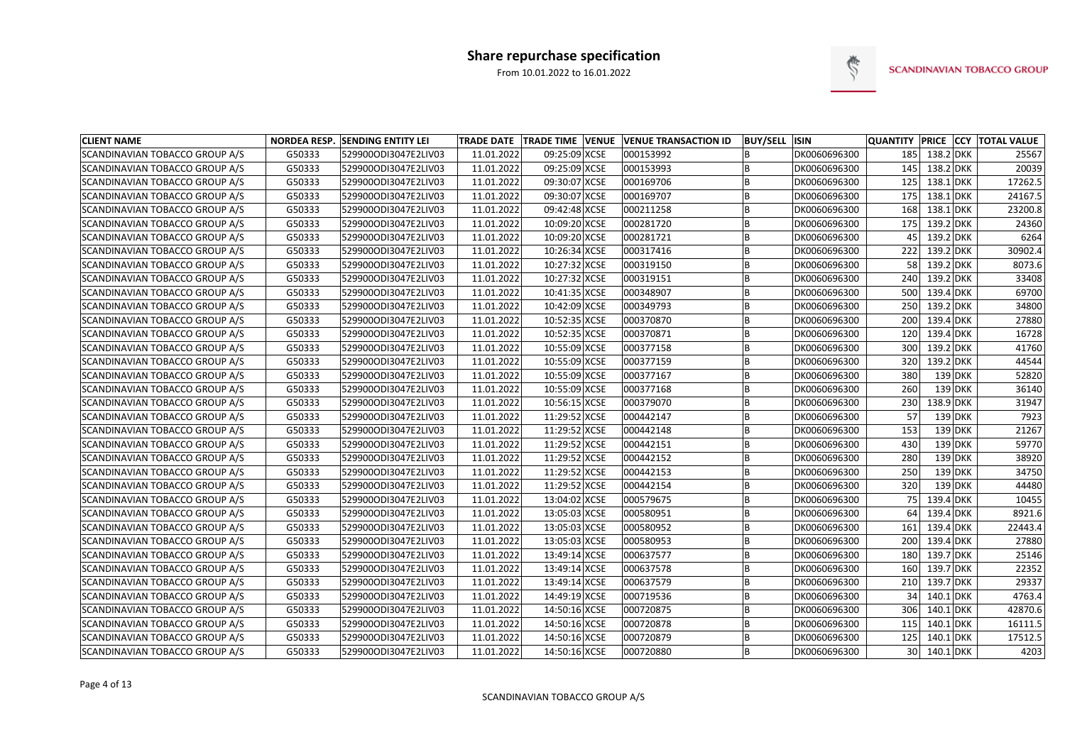# Share repurchase specification

From 10.01.2022 to 16.01.2022

SCANDINAVIAN TOBACCO GROUP

| CLIENT NAME | NORDEA RESP. | SENDING ENTITY LEI | TRADE DATE | TRADE TIME | VENUE | VENUE TRANSACTION ID | BUY/SELL | ISIN | QUANTITY | PRICE | CCY | TOTAL VALUE |
|---|---|---|---|---|---|---|---|---|---|---|---|---|
| SCANDINAVIAN TOBACCO GROUP A/S | G50333 | 529900ODI3047E2LIV03 | 11.01.2022 | 09:25:09 | XCSE | 000153992 | B | DK0060696300 | 185 | 138.2 | DKK | 25567 |
| SCANDINAVIAN TOBACCO GROUP A/S | G50333 | 529900ODI3047E2LIV03 | 11.01.2022 | 09:25:09 | XCSE | 000153993 | B | DK0060696300 | 145 | 138.2 | DKK | 20039 |
| SCANDINAVIAN TOBACCO GROUP A/S | G50333 | 529900ODI3047E2LIV03 | 11.01.2022 | 09:30:07 | XCSE | 000169706 | B | DK0060696300 | 125 | 138.1 | DKK | 17262.5 |
| SCANDINAVIAN TOBACCO GROUP A/S | G50333 | 529900ODI3047E2LIV03 | 11.01.2022 | 09:30:07 | XCSE | 000169707 | B | DK0060696300 | 175 | 138.1 | DKK | 24167.5 |
| SCANDINAVIAN TOBACCO GROUP A/S | G50333 | 529900ODI3047E2LIV03 | 11.01.2022 | 09:42:48 | XCSE | 000211258 | B | DK0060696300 | 168 | 138.1 | DKK | 23200.8 |
| SCANDINAVIAN TOBACCO GROUP A/S | G50333 | 529900ODI3047E2LIV03 | 11.01.2022 | 10:09:20 | XCSE | 000281720 | B | DK0060696300 | 175 | 139.2 | DKK | 24360 |
| SCANDINAVIAN TOBACCO GROUP A/S | G50333 | 529900ODI3047E2LIV03 | 11.01.2022 | 10:09:20 | XCSE | 000281721 | B | DK0060696300 | 45 | 139.2 | DKK | 6264 |
| SCANDINAVIAN TOBACCO GROUP A/S | G50333 | 529900ODI3047E2LIV03 | 11.01.2022 | 10:26:34 | XCSE | 000317416 | B | DK0060696300 | 222 | 139.2 | DKK | 30902.4 |
| SCANDINAVIAN TOBACCO GROUP A/S | G50333 | 529900ODI3047E2LIV03 | 11.01.2022 | 10:27:32 | XCSE | 000319150 | B | DK0060696300 | 58 | 139.2 | DKK | 8073.6 |
| SCANDINAVIAN TOBACCO GROUP A/S | G50333 | 529900ODI3047E2LIV03 | 11.01.2022 | 10:27:32 | XCSE | 000319151 | B | DK0060696300 | 240 | 139.2 | DKK | 33408 |
| SCANDINAVIAN TOBACCO GROUP A/S | G50333 | 529900ODI3047E2LIV03 | 11.01.2022 | 10:41:35 | XCSE | 000348907 | B | DK0060696300 | 500 | 139.4 | DKK | 69700 |
| SCANDINAVIAN TOBACCO GROUP A/S | G50333 | 529900ODI3047E2LIV03 | 11.01.2022 | 10:42:09 | XCSE | 000349793 | B | DK0060696300 | 250 | 139.2 | DKK | 34800 |
| SCANDINAVIAN TOBACCO GROUP A/S | G50333 | 529900ODI3047E2LIV03 | 11.01.2022 | 10:52:35 | XCSE | 000370870 | B | DK0060696300 | 200 | 139.4 | DKK | 27880 |
| SCANDINAVIAN TOBACCO GROUP A/S | G50333 | 529900ODI3047E2LIV03 | 11.01.2022 | 10:52:35 | XCSE | 000370871 | B | DK0060696300 | 120 | 139.4 | DKK | 16728 |
| SCANDINAVIAN TOBACCO GROUP A/S | G50333 | 529900ODI3047E2LIV03 | 11.01.2022 | 10:55:09 | XCSE | 000377158 | B | DK0060696300 | 300 | 139.2 | DKK | 41760 |
| SCANDINAVIAN TOBACCO GROUP A/S | G50333 | 529900ODI3047E2LIV03 | 11.01.2022 | 10:55:09 | XCSE | 000377159 | B | DK0060696300 | 320 | 139.2 | DKK | 44544 |
| SCANDINAVIAN TOBACCO GROUP A/S | G50333 | 529900ODI3047E2LIV03 | 11.01.2022 | 10:55:09 | XCSE | 000377167 | B | DK0060696300 | 380 | 139 | DKK | 52820 |
| SCANDINAVIAN TOBACCO GROUP A/S | G50333 | 529900ODI3047E2LIV03 | 11.01.2022 | 10:55:09 | XCSE | 000377168 | B | DK0060696300 | 260 | 139 | DKK | 36140 |
| SCANDINAVIAN TOBACCO GROUP A/S | G50333 | 529900ODI3047E2LIV03 | 11.01.2022 | 10:56:15 | XCSE | 000379070 | B | DK0060696300 | 230 | 138.9 | DKK | 31947 |
| SCANDINAVIAN TOBACCO GROUP A/S | G50333 | 529900ODI3047E2LIV03 | 11.01.2022 | 11:29:52 | XCSE | 000442147 | B | DK0060696300 | 57 | 139 | DKK | 7923 |
| SCANDINAVIAN TOBACCO GROUP A/S | G50333 | 529900ODI3047E2LIV03 | 11.01.2022 | 11:29:52 | XCSE | 000442148 | B | DK0060696300 | 153 | 139 | DKK | 21267 |
| SCANDINAVIAN TOBACCO GROUP A/S | G50333 | 529900ODI3047E2LIV03 | 11.01.2022 | 11:29:52 | XCSE | 000442151 | B | DK0060696300 | 430 | 139 | DKK | 59770 |
| SCANDINAVIAN TOBACCO GROUP A/S | G50333 | 529900ODI3047E2LIV03 | 11.01.2022 | 11:29:52 | XCSE | 000442152 | B | DK0060696300 | 280 | 139 | DKK | 38920 |
| SCANDINAVIAN TOBACCO GROUP A/S | G50333 | 529900ODI3047E2LIV03 | 11.01.2022 | 11:29:52 | XCSE | 000442153 | B | DK0060696300 | 250 | 139 | DKK | 34750 |
| SCANDINAVIAN TOBACCO GROUP A/S | G50333 | 529900ODI3047E2LIV03 | 11.01.2022 | 11:29:52 | XCSE | 000442154 | B | DK0060696300 | 320 | 139 | DKK | 44480 |
| SCANDINAVIAN TOBACCO GROUP A/S | G50333 | 529900ODI3047E2LIV03 | 11.01.2022 | 13:04:02 | XCSE | 000579675 | B | DK0060696300 | 75 | 139.4 | DKK | 10455 |
| SCANDINAVIAN TOBACCO GROUP A/S | G50333 | 529900ODI3047E2LIV03 | 11.01.2022 | 13:05:03 | XCSE | 000580951 | B | DK0060696300 | 64 | 139.4 | DKK | 8921.6 |
| SCANDINAVIAN TOBACCO GROUP A/S | G50333 | 529900ODI3047E2LIV03 | 11.01.2022 | 13:05:03 | XCSE | 000580952 | B | DK0060696300 | 161 | 139.4 | DKK | 22443.4 |
| SCANDINAVIAN TOBACCO GROUP A/S | G50333 | 529900ODI3047E2LIV03 | 11.01.2022 | 13:05:03 | XCSE | 000580953 | B | DK0060696300 | 200 | 139.4 | DKK | 27880 |
| SCANDINAVIAN TOBACCO GROUP A/S | G50333 | 529900ODI3047E2LIV03 | 11.01.2022 | 13:49:14 | XCSE | 000637577 | B | DK0060696300 | 180 | 139.7 | DKK | 25146 |
| SCANDINAVIAN TOBACCO GROUP A/S | G50333 | 529900ODI3047E2LIV03 | 11.01.2022 | 13:49:14 | XCSE | 000637578 | B | DK0060696300 | 160 | 139.7 | DKK | 22352 |
| SCANDINAVIAN TOBACCO GROUP A/S | G50333 | 529900ODI3047E2LIV03 | 11.01.2022 | 13:49:14 | XCSE | 000637579 | B | DK0060696300 | 210 | 139.7 | DKK | 29337 |
| SCANDINAVIAN TOBACCO GROUP A/S | G50333 | 529900ODI3047E2LIV03 | 11.01.2022 | 14:49:19 | XCSE | 000719536 | B | DK0060696300 | 34 | 140.1 | DKK | 4763.4 |
| SCANDINAVIAN TOBACCO GROUP A/S | G50333 | 529900ODI3047E2LIV03 | 11.01.2022 | 14:50:16 | XCSE | 000720875 | B | DK0060696300 | 306 | 140.1 | DKK | 42870.6 |
| SCANDINAVIAN TOBACCO GROUP A/S | G50333 | 529900ODI3047E2LIV03 | 11.01.2022 | 14:50:16 | XCSE | 000720878 | B | DK0060696300 | 115 | 140.1 | DKK | 16111.5 |
| SCANDINAVIAN TOBACCO GROUP A/S | G50333 | 529900ODI3047E2LIV03 | 11.01.2022 | 14:50:16 | XCSE | 000720879 | B | DK0060696300 | 125 | 140.1 | DKK | 17512.5 |
| SCANDINAVIAN TOBACCO GROUP A/S | G50333 | 529900ODI3047E2LIV03 | 11.01.2022 | 14:50:16 | XCSE | 000720880 | B | DK0060696300 | 30 | 140.1 | DKK | 4203 |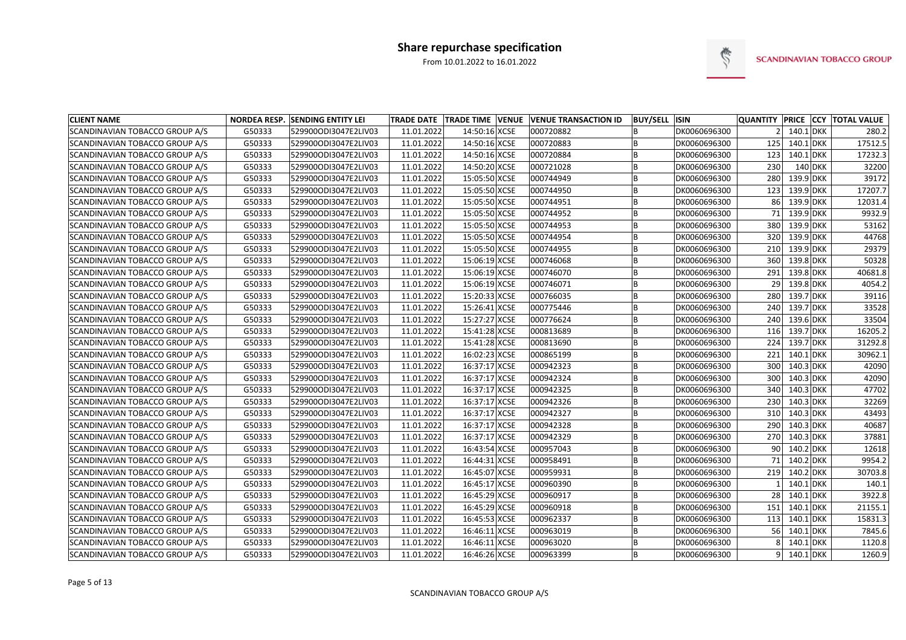# Share repurchase specification

From 10.01.2022 to 16.01.2022

| CLIENT NAME | NORDEA RESP. | SENDING ENTITY LEI | TRADE DATE | TRADE TIME | VENUE | VENUE TRANSACTION ID | BUY/SELL | ISIN | QUANTITY | PRICE | CCY | TOTAL VALUE |
|---|---|---|---|---|---|---|---|---|---|---|---|---|
| SCANDINAVIAN TOBACCO GROUP A/S | G50333 | 529900ODI3047E2LIV03 | 11.01.2022 | 14:50:16 | XCSE | 000720882 | B | DK0060696300 | 2 | 140.1 | DKK | 280.2 |
| SCANDINAVIAN TOBACCO GROUP A/S | G50333 | 529900ODI3047E2LIV03 | 11.01.2022 | 14:50:16 | XCSE | 000720883 | B | DK0060696300 | 125 | 140.1 | DKK | 17512.5 |
| SCANDINAVIAN TOBACCO GROUP A/S | G50333 | 529900ODI3047E2LIV03 | 11.01.2022 | 14:50:16 | XCSE | 000720884 | B | DK0060696300 | 123 | 140.1 | DKK | 17232.3 |
| SCANDINAVIAN TOBACCO GROUP A/S | G50333 | 529900ODI3047E2LIV03 | 11.01.2022 | 14:50:20 | XCSE | 000721028 | B | DK0060696300 | 230 | 140 | DKK | 32200 |
| SCANDINAVIAN TOBACCO GROUP A/S | G50333 | 529900ODI3047E2LIV03 | 11.01.2022 | 15:05:50 | XCSE | 000744949 | B | DK0060696300 | 280 | 139.9 | DKK | 39172 |
| SCANDINAVIAN TOBACCO GROUP A/S | G50333 | 529900ODI3047E2LIV03 | 11.01.2022 | 15:05:50 | XCSE | 000744950 | B | DK0060696300 | 123 | 139.9 | DKK | 17207.7 |
| SCANDINAVIAN TOBACCO GROUP A/S | G50333 | 529900ODI3047E2LIV03 | 11.01.2022 | 15:05:50 | XCSE | 000744951 | B | DK0060696300 | 86 | 139.9 | DKK | 12031.4 |
| SCANDINAVIAN TOBACCO GROUP A/S | G50333 | 529900ODI3047E2LIV03 | 11.01.2022 | 15:05:50 | XCSE | 000744952 | B | DK0060696300 | 71 | 139.9 | DKK | 9932.9 |
| SCANDINAVIAN TOBACCO GROUP A/S | G50333 | 529900ODI3047E2LIV03 | 11.01.2022 | 15:05:50 | XCSE | 000744953 | B | DK0060696300 | 380 | 139.9 | DKK | 53162 |
| SCANDINAVIAN TOBACCO GROUP A/S | G50333 | 529900ODI3047E2LIV03 | 11.01.2022 | 15:05:50 | XCSE | 000744954 | B | DK0060696300 | 320 | 139.9 | DKK | 44768 |
| SCANDINAVIAN TOBACCO GROUP A/S | G50333 | 529900ODI3047E2LIV03 | 11.01.2022 | 15:05:50 | XCSE | 000744955 | B | DK0060696300 | 210 | 139.9 | DKK | 29379 |
| SCANDINAVIAN TOBACCO GROUP A/S | G50333 | 529900ODI3047E2LIV03 | 11.01.2022 | 15:06:19 | XCSE | 000746068 | B | DK0060696300 | 360 | 139.8 | DKK | 50328 |
| SCANDINAVIAN TOBACCO GROUP A/S | G50333 | 529900ODI3047E2LIV03 | 11.01.2022 | 15:06:19 | XCSE | 000746070 | B | DK0060696300 | 291 | 139.8 | DKK | 40681.8 |
| SCANDINAVIAN TOBACCO GROUP A/S | G50333 | 529900ODI3047E2LIV03 | 11.01.2022 | 15:06:19 | XCSE | 000746071 | B | DK0060696300 | 29 | 139.8 | DKK | 4054.2 |
| SCANDINAVIAN TOBACCO GROUP A/S | G50333 | 529900ODI3047E2LIV03 | 11.01.2022 | 15:20:33 | XCSE | 000766035 | B | DK0060696300 | 280 | 139.7 | DKK | 39116 |
| SCANDINAVIAN TOBACCO GROUP A/S | G50333 | 529900ODI3047E2LIV03 | 11.01.2022 | 15:26:41 | XCSE | 000775446 | B | DK0060696300 | 240 | 139.7 | DKK | 33528 |
| SCANDINAVIAN TOBACCO GROUP A/S | G50333 | 529900ODI3047E2LIV03 | 11.01.2022 | 15:27:27 | XCSE | 000776624 | B | DK0060696300 | 240 | 139.6 | DKK | 33504 |
| SCANDINAVIAN TOBACCO GROUP A/S | G50333 | 529900ODI3047E2LIV03 | 11.01.2022 | 15:41:28 | XCSE | 000813689 | B | DK0060696300 | 116 | 139.7 | DKK | 16205.2 |
| SCANDINAVIAN TOBACCO GROUP A/S | G50333 | 529900ODI3047E2LIV03 | 11.01.2022 | 15:41:28 | XCSE | 000813690 | B | DK0060696300 | 224 | 139.7 | DKK | 31292.8 |
| SCANDINAVIAN TOBACCO GROUP A/S | G50333 | 529900ODI3047E2LIV03 | 11.01.2022 | 16:02:23 | XCSE | 000865199 | B | DK0060696300 | 221 | 140.1 | DKK | 30962.1 |
| SCANDINAVIAN TOBACCO GROUP A/S | G50333 | 529900ODI3047E2LIV03 | 11.01.2022 | 16:37:17 | XCSE | 000942323 | B | DK0060696300 | 300 | 140.3 | DKK | 42090 |
| SCANDINAVIAN TOBACCO GROUP A/S | G50333 | 529900ODI3047E2LIV03 | 11.01.2022 | 16:37:17 | XCSE | 000942324 | B | DK0060696300 | 300 | 140.3 | DKK | 42090 |
| SCANDINAVIAN TOBACCO GROUP A/S | G50333 | 529900ODI3047E2LIV03 | 11.01.2022 | 16:37:17 | XCSE | 000942325 | B | DK0060696300 | 340 | 140.3 | DKK | 47702 |
| SCANDINAVIAN TOBACCO GROUP A/S | G50333 | 529900ODI3047E2LIV03 | 11.01.2022 | 16:37:17 | XCSE | 000942326 | B | DK0060696300 | 230 | 140.3 | DKK | 32269 |
| SCANDINAVIAN TOBACCO GROUP A/S | G50333 | 529900ODI3047E2LIV03 | 11.01.2022 | 16:37:17 | XCSE | 000942327 | B | DK0060696300 | 310 | 140.3 | DKK | 43493 |
| SCANDINAVIAN TOBACCO GROUP A/S | G50333 | 529900ODI3047E2LIV03 | 11.01.2022 | 16:37:17 | XCSE | 000942328 | B | DK0060696300 | 290 | 140.3 | DKK | 40687 |
| SCANDINAVIAN TOBACCO GROUP A/S | G50333 | 529900ODI3047E2LIV03 | 11.01.2022 | 16:37:17 | XCSE | 000942329 | B | DK0060696300 | 270 | 140.3 | DKK | 37881 |
| SCANDINAVIAN TOBACCO GROUP A/S | G50333 | 529900ODI3047E2LIV03 | 11.01.2022 | 16:43:54 | XCSE | 000957043 | B | DK0060696300 | 90 | 140.2 | DKK | 12618 |
| SCANDINAVIAN TOBACCO GROUP A/S | G50333 | 529900ODI3047E2LIV03 | 11.01.2022 | 16:44:31 | XCSE | 000958491 | B | DK0060696300 | 71 | 140.2 | DKK | 9954.2 |
| SCANDINAVIAN TOBACCO GROUP A/S | G50333 | 529900ODI3047E2LIV03 | 11.01.2022 | 16:45:07 | XCSE | 000959931 | B | DK0060696300 | 219 | 140.2 | DKK | 30703.8 |
| SCANDINAVIAN TOBACCO GROUP A/S | G50333 | 529900ODI3047E2LIV03 | 11.01.2022 | 16:45:17 | XCSE | 000960390 | B | DK0060696300 | 1 | 140.1 | DKK | 140.1 |
| SCANDINAVIAN TOBACCO GROUP A/S | G50333 | 529900ODI3047E2LIV03 | 11.01.2022 | 16:45:29 | XCSE | 000960917 | B | DK0060696300 | 28 | 140.1 | DKK | 3922.8 |
| SCANDINAVIAN TOBACCO GROUP A/S | G50333 | 529900ODI3047E2LIV03 | 11.01.2022 | 16:45:29 | XCSE | 000960918 | B | DK0060696300 | 151 | 140.1 | DKK | 21155.1 |
| SCANDINAVIAN TOBACCO GROUP A/S | G50333 | 529900ODI3047E2LIV03 | 11.01.2022 | 16:45:53 | XCSE | 000962337 | B | DK0060696300 | 113 | 140.1 | DKK | 15831.3 |
| SCANDINAVIAN TOBACCO GROUP A/S | G50333 | 529900ODI3047E2LIV03 | 11.01.2022 | 16:46:11 | XCSE | 000963019 | B | DK0060696300 | 56 | 140.1 | DKK | 7845.6 |
| SCANDINAVIAN TOBACCO GROUP A/S | G50333 | 529900ODI3047E2LIV03 | 11.01.2022 | 16:46:11 | XCSE | 000963020 | B | DK0060696300 | 8 | 140.1 | DKK | 1120.8 |
| SCANDINAVIAN TOBACCO GROUP A/S | G50333 | 529900ODI3047E2LIV03 | 11.01.2022 | 16:46:26 | XCSE | 000963399 | B | DK0060696300 | 9 | 140.1 | DKK | 1260.9 |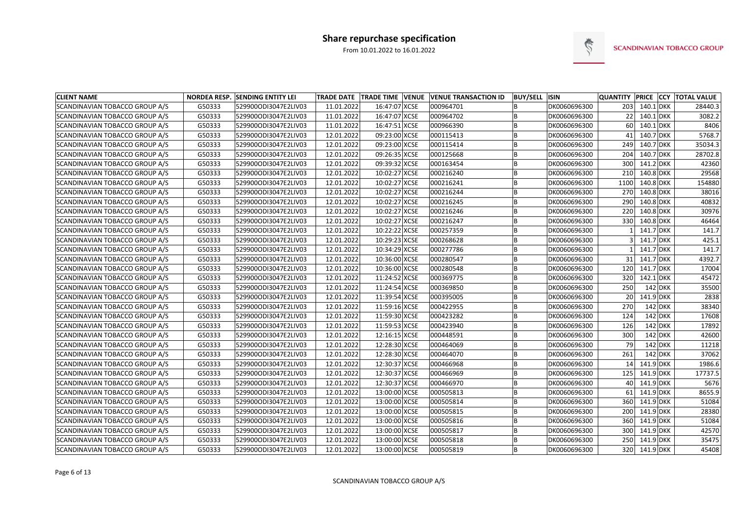# Share repurchase specification

From 10.01.2022 to 16.01.2022

| CLIENT NAME | NORDEA RESP. | SENDING ENTITY LEI | TRADE DATE | TRADE TIME | VENUE | VENUE TRANSACTION ID | BUY/SELL | ISIN | QUANTITY | PRICE | CCY | TOTAL VALUE |
|---|---|---|---|---|---|---|---|---|---|---|---|---|
| SCANDINAVIAN TOBACCO GROUP A/S | G50333 | 529900ODI3047E2LIV03 | 11.01.2022 | 16:47:07 | XCSE | 000964701 | B | DK0060696300 | 203 | 140.1 | DKK | 28440.3 |
| SCANDINAVIAN TOBACCO GROUP A/S | G50333 | 529900ODI3047E2LIV03 | 11.01.2022 | 16:47:07 | XCSE | 000964702 | B | DK0060696300 | 22 | 140.1 | DKK | 3082.2 |
| SCANDINAVIAN TOBACCO GROUP A/S | G50333 | 529900ODI3047E2LIV03 | 11.01.2022 | 16:47:51 | XCSE | 000966390 | B | DK0060696300 | 60 | 140.1 | DKK | 8406 |
| SCANDINAVIAN TOBACCO GROUP A/S | G50333 | 529900ODI3047E2LIV03 | 12.01.2022 | 09:23:00 | XCSE | 000115413 | B | DK0060696300 | 41 | 140.7 | DKK | 5768.7 |
| SCANDINAVIAN TOBACCO GROUP A/S | G50333 | 529900ODI3047E2LIV03 | 12.01.2022 | 09:23:00 | XCSE | 000115414 | B | DK0060696300 | 249 | 140.7 | DKK | 35034.3 |
| SCANDINAVIAN TOBACCO GROUP A/S | G50333 | 529900ODI3047E2LIV03 | 12.01.2022 | 09:26:35 | XCSE | 000125668 | B | DK0060696300 | 204 | 140.7 | DKK | 28702.8 |
| SCANDINAVIAN TOBACCO GROUP A/S | G50333 | 529900ODI3047E2LIV03 | 12.01.2022 | 09:39:32 | XCSE | 000163454 | B | DK0060696300 | 300 | 141.2 | DKK | 42360 |
| SCANDINAVIAN TOBACCO GROUP A/S | G50333 | 529900ODI3047E2LIV03 | 12.01.2022 | 10:02:27 | XCSE | 000216240 | B | DK0060696300 | 210 | 140.8 | DKK | 29568 |
| SCANDINAVIAN TOBACCO GROUP A/S | G50333 | 529900ODI3047E2LIV03 | 12.01.2022 | 10:02:27 | XCSE | 000216241 | B | DK0060696300 | 1100 | 140.8 | DKK | 154880 |
| SCANDINAVIAN TOBACCO GROUP A/S | G50333 | 529900ODI3047E2LIV03 | 12.01.2022 | 10:02:27 | XCSE | 000216244 | B | DK0060696300 | 270 | 140.8 | DKK | 38016 |
| SCANDINAVIAN TOBACCO GROUP A/S | G50333 | 529900ODI3047E2LIV03 | 12.01.2022 | 10:02:27 | XCSE | 000216245 | B | DK0060696300 | 290 | 140.8 | DKK | 40832 |
| SCANDINAVIAN TOBACCO GROUP A/S | G50333 | 529900ODI3047E2LIV03 | 12.01.2022 | 10:02:27 | XCSE | 000216246 | B | DK0060696300 | 220 | 140.8 | DKK | 30976 |
| SCANDINAVIAN TOBACCO GROUP A/S | G50333 | 529900ODI3047E2LIV03 | 12.01.2022 | 10:02:27 | XCSE | 000216247 | B | DK0060696300 | 330 | 140.8 | DKK | 46464 |
| SCANDINAVIAN TOBACCO GROUP A/S | G50333 | 529900ODI3047E2LIV03 | 12.01.2022 | 10:22:22 | XCSE | 000257359 | B | DK0060696300 | 1 | 141.7 | DKK | 141.7 |
| SCANDINAVIAN TOBACCO GROUP A/S | G50333 | 529900ODI3047E2LIV03 | 12.01.2022 | 10:29:23 | XCSE | 000268628 | B | DK0060696300 | 3 | 141.7 | DKK | 425.1 |
| SCANDINAVIAN TOBACCO GROUP A/S | G50333 | 529900ODI3047E2LIV03 | 12.01.2022 | 10:34:29 | XCSE | 000277786 | B | DK0060696300 | 1 | 141.7 | DKK | 141.7 |
| SCANDINAVIAN TOBACCO GROUP A/S | G50333 | 529900ODI3047E2LIV03 | 12.01.2022 | 10:36:00 | XCSE | 000280547 | B | DK0060696300 | 31 | 141.7 | DKK | 4392.7 |
| SCANDINAVIAN TOBACCO GROUP A/S | G50333 | 529900ODI3047E2LIV03 | 12.01.2022 | 10:36:00 | XCSE | 000280548 | B | DK0060696300 | 120 | 141.7 | DKK | 17004 |
| SCANDINAVIAN TOBACCO GROUP A/S | G50333 | 529900ODI3047E2LIV03 | 12.01.2022 | 11:24:52 | XCSE | 000369775 | B | DK0060696300 | 320 | 142.1 | DKK | 45472 |
| SCANDINAVIAN TOBACCO GROUP A/S | G50333 | 529900ODI3047E2LIV03 | 12.01.2022 | 11:24:54 | XCSE | 000369850 | B | DK0060696300 | 250 | 142 | DKK | 35500 |
| SCANDINAVIAN TOBACCO GROUP A/S | G50333 | 529900ODI3047E2LIV03 | 12.01.2022 | 11:39:54 | XCSE | 000395005 | B | DK0060696300 | 20 | 141.9 | DKK | 2838 |
| SCANDINAVIAN TOBACCO GROUP A/S | G50333 | 529900ODI3047E2LIV03 | 12.01.2022 | 11:59:16 | XCSE | 000422955 | B | DK0060696300 | 270 | 142 | DKK | 38340 |
| SCANDINAVIAN TOBACCO GROUP A/S | G50333 | 529900ODI3047E2LIV03 | 12.01.2022 | 11:59:30 | XCSE | 000423282 | B | DK0060696300 | 124 | 142 | DKK | 17608 |
| SCANDINAVIAN TOBACCO GROUP A/S | G50333 | 529900ODI3047E2LIV03 | 12.01.2022 | 11:59:53 | XCSE | 000423940 | B | DK0060696300 | 126 | 142 | DKK | 17892 |
| SCANDINAVIAN TOBACCO GROUP A/S | G50333 | 529900ODI3047E2LIV03 | 12.01.2022 | 12:16:15 | XCSE | 000448591 | B | DK0060696300 | 300 | 142 | DKK | 42600 |
| SCANDINAVIAN TOBACCO GROUP A/S | G50333 | 529900ODI3047E2LIV03 | 12.01.2022 | 12:28:30 | XCSE | 000464069 | B | DK0060696300 | 79 | 142 | DKK | 11218 |
| SCANDINAVIAN TOBACCO GROUP A/S | G50333 | 529900ODI3047E2LIV03 | 12.01.2022 | 12:28:30 | XCSE | 000464070 | B | DK0060696300 | 261 | 142 | DKK | 37062 |
| SCANDINAVIAN TOBACCO GROUP A/S | G50333 | 529900ODI3047E2LIV03 | 12.01.2022 | 12:30:37 | XCSE | 000466968 | B | DK0060696300 | 14 | 141.9 | DKK | 1986.6 |
| SCANDINAVIAN TOBACCO GROUP A/S | G50333 | 529900ODI3047E2LIV03 | 12.01.2022 | 12:30:37 | XCSE | 000466969 | B | DK0060696300 | 125 | 141.9 | DKK | 17737.5 |
| SCANDINAVIAN TOBACCO GROUP A/S | G50333 | 529900ODI3047E2LIV03 | 12.01.2022 | 12:30:37 | XCSE | 000466970 | B | DK0060696300 | 40 | 141.9 | DKK | 5676 |
| SCANDINAVIAN TOBACCO GROUP A/S | G50333 | 529900ODI3047E2LIV03 | 12.01.2022 | 13:00:00 | XCSE | 000505813 | B | DK0060696300 | 61 | 141.9 | DKK | 8655.9 |
| SCANDINAVIAN TOBACCO GROUP A/S | G50333 | 529900ODI3047E2LIV03 | 12.01.2022 | 13:00:00 | XCSE | 000505814 | B | DK0060696300 | 360 | 141.9 | DKK | 51084 |
| SCANDINAVIAN TOBACCO GROUP A/S | G50333 | 529900ODI3047E2LIV03 | 12.01.2022 | 13:00:00 | XCSE | 000505815 | B | DK0060696300 | 200 | 141.9 | DKK | 28380 |
| SCANDINAVIAN TOBACCO GROUP A/S | G50333 | 529900ODI3047E2LIV03 | 12.01.2022 | 13:00:00 | XCSE | 000505816 | B | DK0060696300 | 360 | 141.9 | DKK | 51084 |
| SCANDINAVIAN TOBACCO GROUP A/S | G50333 | 529900ODI3047E2LIV03 | 12.01.2022 | 13:00:00 | XCSE | 000505817 | B | DK0060696300 | 300 | 141.9 | DKK | 42570 |
| SCANDINAVIAN TOBACCO GROUP A/S | G50333 | 529900ODI3047E2LIV03 | 12.01.2022 | 13:00:00 | XCSE | 000505818 | B | DK0060696300 | 250 | 141.9 | DKK | 35475 |
| SCANDINAVIAN TOBACCO GROUP A/S | G50333 | 529900ODI3047E2LIV03 | 12.01.2022 | 13:00:00 | XCSE | 000505819 | B | DK0060696300 | 320 | 141.9 | DKK | 45408 |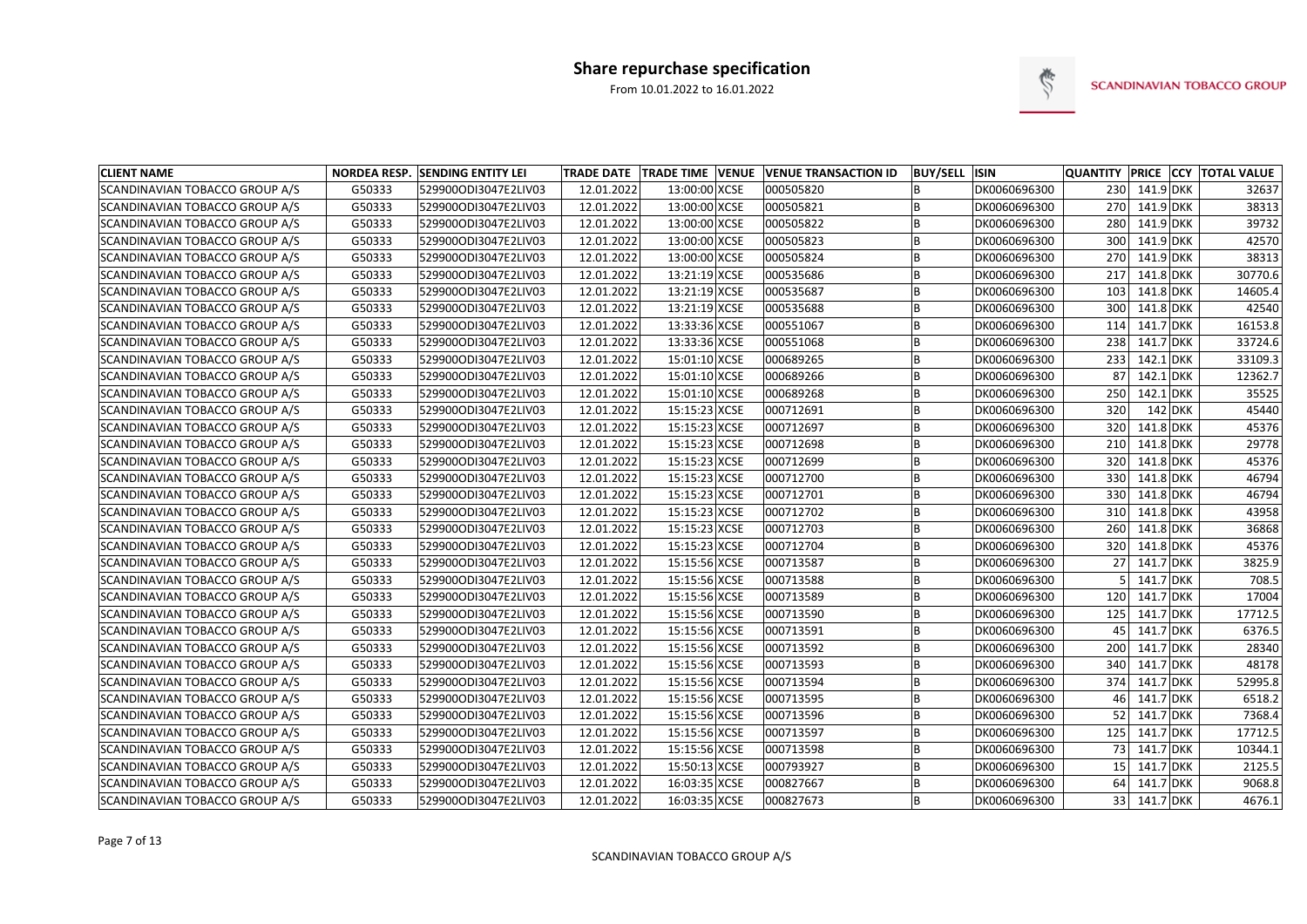# Share repurchase specification

From 10.01.2022 to 16.01.2022

SCANDINAVIAN TOBACCO GROUP

| CLIENT NAME | NORDEA RESP. | SENDING ENTITY LEI | TRADE DATE | TRADE TIME | VENUE | VENUE TRANSACTION ID | BUY/SELL | ISIN | QUANTITY | PRICE | CCY | TOTAL VALUE |
|---|---|---|---|---|---|---|---|---|---|---|---|---|
| SCANDINAVIAN TOBACCO GROUP A/S | G50333 | 529900ODI3047E2LIV03 | 12.01.2022 | 13:00:00 | XCSE | 000505820 | B | DK0060696300 | 230 | 141.9 | DKK | 32637 |
| SCANDINAVIAN TOBACCO GROUP A/S | G50333 | 529900ODI3047E2LIV03 | 12.01.2022 | 13:00:00 | XCSE | 000505821 | B | DK0060696300 | 270 | 141.9 | DKK | 38313 |
| SCANDINAVIAN TOBACCO GROUP A/S | G50333 | 529900ODI3047E2LIV03 | 12.01.2022 | 13:00:00 | XCSE | 000505822 | B | DK0060696300 | 280 | 141.9 | DKK | 39732 |
| SCANDINAVIAN TOBACCO GROUP A/S | G50333 | 529900ODI3047E2LIV03 | 12.01.2022 | 13:00:00 | XCSE | 000505823 | B | DK0060696300 | 300 | 141.9 | DKK | 42570 |
| SCANDINAVIAN TOBACCO GROUP A/S | G50333 | 529900ODI3047E2LIV03 | 12.01.2022 | 13:00:00 | XCSE | 000505824 | B | DK0060696300 | 270 | 141.9 | DKK | 38313 |
| SCANDINAVIAN TOBACCO GROUP A/S | G50333 | 529900ODI3047E2LIV03 | 12.01.2022 | 13:21:19 | XCSE | 000535686 | B | DK0060696300 | 217 | 141.8 | DKK | 30770.6 |
| SCANDINAVIAN TOBACCO GROUP A/S | G50333 | 529900ODI3047E2LIV03 | 12.01.2022 | 13:21:19 | XCSE | 000535687 | B | DK0060696300 | 103 | 141.8 | DKK | 14605.4 |
| SCANDINAVIAN TOBACCO GROUP A/S | G50333 | 529900ODI3047E2LIV03 | 12.01.2022 | 13:21:19 | XCSE | 000535688 | B | DK0060696300 | 300 | 141.8 | DKK | 42540 |
| SCANDINAVIAN TOBACCO GROUP A/S | G50333 | 529900ODI3047E2LIV03 | 12.01.2022 | 13:33:36 | XCSE | 000551067 | B | DK0060696300 | 114 | 141.7 | DKK | 16153.8 |
| SCANDINAVIAN TOBACCO GROUP A/S | G50333 | 529900ODI3047E2LIV03 | 12.01.2022 | 13:33:36 | XCSE | 000551068 | B | DK0060696300 | 238 | 141.7 | DKK | 33724.6 |
| SCANDINAVIAN TOBACCO GROUP A/S | G50333 | 529900ODI3047E2LIV03 | 12.01.2022 | 15:01:10 | XCSE | 000689265 | B | DK0060696300 | 233 | 142.1 | DKK | 33109.3 |
| SCANDINAVIAN TOBACCO GROUP A/S | G50333 | 529900ODI3047E2LIV03 | 12.01.2022 | 15:01:10 | XCSE | 000689266 | B | DK0060696300 | 87 | 142.1 | DKK | 12362.7 |
| SCANDINAVIAN TOBACCO GROUP A/S | G50333 | 529900ODI3047E2LIV03 | 12.01.2022 | 15:01:10 | XCSE | 000689268 | B | DK0060696300 | 250 | 142.1 | DKK | 35525 |
| SCANDINAVIAN TOBACCO GROUP A/S | G50333 | 529900ODI3047E2LIV03 | 12.01.2022 | 15:15:23 | XCSE | 000712691 | B | DK0060696300 | 320 | 142 | DKK | 45440 |
| SCANDINAVIAN TOBACCO GROUP A/S | G50333 | 529900ODI3047E2LIV03 | 12.01.2022 | 15:15:23 | XCSE | 000712697 | B | DK0060696300 | 320 | 141.8 | DKK | 45376 |
| SCANDINAVIAN TOBACCO GROUP A/S | G50333 | 529900ODI3047E2LIV03 | 12.01.2022 | 15:15:23 | XCSE | 000712698 | B | DK0060696300 | 210 | 141.8 | DKK | 29778 |
| SCANDINAVIAN TOBACCO GROUP A/S | G50333 | 529900ODI3047E2LIV03 | 12.01.2022 | 15:15:23 | XCSE | 000712699 | B | DK0060696300 | 320 | 141.8 | DKK | 45376 |
| SCANDINAVIAN TOBACCO GROUP A/S | G50333 | 529900ODI3047E2LIV03 | 12.01.2022 | 15:15:23 | XCSE | 000712700 | B | DK0060696300 | 330 | 141.8 | DKK | 46794 |
| SCANDINAVIAN TOBACCO GROUP A/S | G50333 | 529900ODI3047E2LIV03 | 12.01.2022 | 15:15:23 | XCSE | 000712701 | B | DK0060696300 | 330 | 141.8 | DKK | 46794 |
| SCANDINAVIAN TOBACCO GROUP A/S | G50333 | 529900ODI3047E2LIV03 | 12.01.2022 | 15:15:23 | XCSE | 000712702 | B | DK0060696300 | 310 | 141.8 | DKK | 43958 |
| SCANDINAVIAN TOBACCO GROUP A/S | G50333 | 529900ODI3047E2LIV03 | 12.01.2022 | 15:15:23 | XCSE | 000712703 | B | DK0060696300 | 260 | 141.8 | DKK | 36868 |
| SCANDINAVIAN TOBACCO GROUP A/S | G50333 | 529900ODI3047E2LIV03 | 12.01.2022 | 15:15:23 | XCSE | 000712704 | B | DK0060696300 | 320 | 141.8 | DKK | 45376 |
| SCANDINAVIAN TOBACCO GROUP A/S | G50333 | 529900ODI3047E2LIV03 | 12.01.2022 | 15:15:56 | XCSE | 000713587 | B | DK0060696300 | 27 | 141.7 | DKK | 3825.9 |
| SCANDINAVIAN TOBACCO GROUP A/S | G50333 | 529900ODI3047E2LIV03 | 12.01.2022 | 15:15:56 | XCSE | 000713588 | B | DK0060696300 | 5 | 141.7 | DKK | 708.5 |
| SCANDINAVIAN TOBACCO GROUP A/S | G50333 | 529900ODI3047E2LIV03 | 12.01.2022 | 15:15:56 | XCSE | 000713589 | B | DK0060696300 | 120 | 141.7 | DKK | 17004 |
| SCANDINAVIAN TOBACCO GROUP A/S | G50333 | 529900ODI3047E2LIV03 | 12.01.2022 | 15:15:56 | XCSE | 000713590 | B | DK0060696300 | 125 | 141.7 | DKK | 17712.5 |
| SCANDINAVIAN TOBACCO GROUP A/S | G50333 | 529900ODI3047E2LIV03 | 12.01.2022 | 15:15:56 | XCSE | 000713591 | B | DK0060696300 | 45 | 141.7 | DKK | 6376.5 |
| SCANDINAVIAN TOBACCO GROUP A/S | G50333 | 529900ODI3047E2LIV03 | 12.01.2022 | 15:15:56 | XCSE | 000713592 | B | DK0060696300 | 200 | 141.7 | DKK | 28340 |
| SCANDINAVIAN TOBACCO GROUP A/S | G50333 | 529900ODI3047E2LIV03 | 12.01.2022 | 15:15:56 | XCSE | 000713593 | B | DK0060696300 | 340 | 141.7 | DKK | 48178 |
| SCANDINAVIAN TOBACCO GROUP A/S | G50333 | 529900ODI3047E2LIV03 | 12.01.2022 | 15:15:56 | XCSE | 000713594 | B | DK0060696300 | 374 | 141.7 | DKK | 52995.8 |
| SCANDINAVIAN TOBACCO GROUP A/S | G50333 | 529900ODI3047E2LIV03 | 12.01.2022 | 15:15:56 | XCSE | 000713595 | B | DK0060696300 | 46 | 141.7 | DKK | 6518.2 |
| SCANDINAVIAN TOBACCO GROUP A/S | G50333 | 529900ODI3047E2LIV03 | 12.01.2022 | 15:15:56 | XCSE | 000713596 | B | DK0060696300 | 52 | 141.7 | DKK | 7368.4 |
| SCANDINAVIAN TOBACCO GROUP A/S | G50333 | 529900ODI3047E2LIV03 | 12.01.2022 | 15:15:56 | XCSE | 000713597 | B | DK0060696300 | 125 | 141.7 | DKK | 17712.5 |
| SCANDINAVIAN TOBACCO GROUP A/S | G50333 | 529900ODI3047E2LIV03 | 12.01.2022 | 15:15:56 | XCSE | 000713598 | B | DK0060696300 | 73 | 141.7 | DKK | 10344.1 |
| SCANDINAVIAN TOBACCO GROUP A/S | G50333 | 529900ODI3047E2LIV03 | 12.01.2022 | 15:50:13 | XCSE | 000793927 | B | DK0060696300 | 15 | 141.7 | DKK | 2125.5 |
| SCANDINAVIAN TOBACCO GROUP A/S | G50333 | 529900ODI3047E2LIV03 | 12.01.2022 | 16:03:35 | XCSE | 000827667 | B | DK0060696300 | 64 | 141.7 | DKK | 9068.8 |
| SCANDINAVIAN TOBACCO GROUP A/S | G50333 | 529900ODI3047E2LIV03 | 12.01.2022 | 16:03:35 | XCSE | 000827673 | B | DK0060696300 | 33 | 141.7 | DKK | 4676.1 |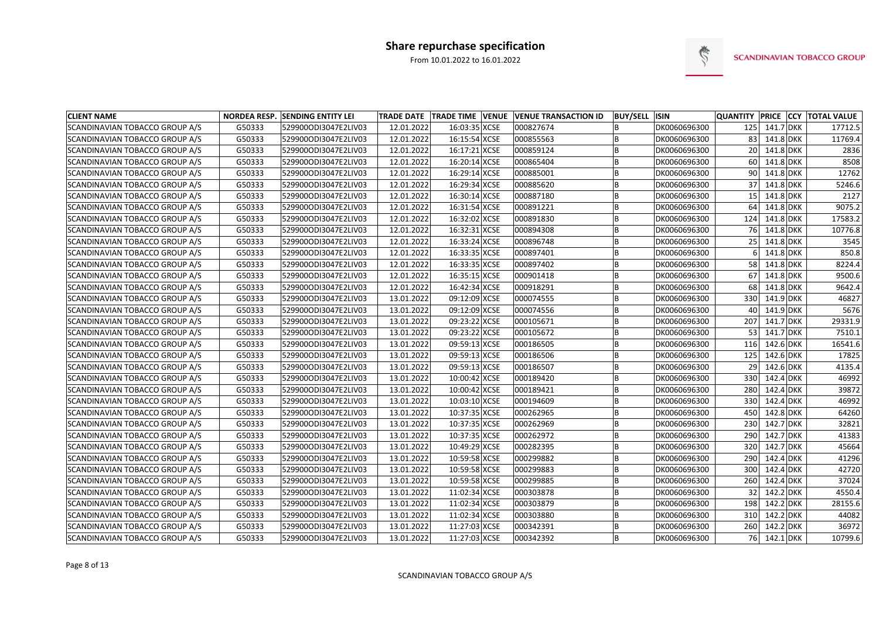# Share repurchase specification

From 10.01.2022 to 16.01.2022

| CLIENT NAME | NORDEA RESP. | SENDING ENTITY LEI | TRADE DATE | TRADE TIME | VENUE | VENUE TRANSACTION ID | BUY/SELL | ISIN | QUANTITY | PRICE | CCY | TOTAL VALUE |
|---|---|---|---|---|---|---|---|---|---|---|---|---|
| SCANDINAVIAN TOBACCO GROUP A/S | G50333 | 529900ODI3047E2LIV03 | 12.01.2022 | 16:03:35 | XCSE | 000827674 | B | DK0060696300 | 125 | 141.7 | DKK | 17712.5 |
| SCANDINAVIAN TOBACCO GROUP A/S | G50333 | 529900ODI3047E2LIV03 | 12.01.2022 | 16:15:54 | XCSE | 000855563 | B | DK0060696300 | 83 | 141.8 | DKK | 11769.4 |
| SCANDINAVIAN TOBACCO GROUP A/S | G50333 | 529900ODI3047E2LIV03 | 12.01.2022 | 16:17:21 | XCSE | 000859124 | B | DK0060696300 | 20 | 141.8 | DKK | 2836 |
| SCANDINAVIAN TOBACCO GROUP A/S | G50333 | 529900ODI3047E2LIV03 | 12.01.2022 | 16:20:14 | XCSE | 000865404 | B | DK0060696300 | 60 | 141.8 | DKK | 8508 |
| SCANDINAVIAN TOBACCO GROUP A/S | G50333 | 529900ODI3047E2LIV03 | 12.01.2022 | 16:29:14 | XCSE | 000885001 | B | DK0060696300 | 90 | 141.8 | DKK | 12762 |
| SCANDINAVIAN TOBACCO GROUP A/S | G50333 | 529900ODI3047E2LIV03 | 12.01.2022 | 16:29:34 | XCSE | 000885620 | B | DK0060696300 | 37 | 141.8 | DKK | 5246.6 |
| SCANDINAVIAN TOBACCO GROUP A/S | G50333 | 529900ODI3047E2LIV03 | 12.01.2022 | 16:30:14 | XCSE | 000887180 | B | DK0060696300 | 15 | 141.8 | DKK | 2127 |
| SCANDINAVIAN TOBACCO GROUP A/S | G50333 | 529900ODI3047E2LIV03 | 12.01.2022 | 16:31:54 | XCSE | 000891221 | B | DK0060696300 | 64 | 141.8 | DKK | 9075.2 |
| SCANDINAVIAN TOBACCO GROUP A/S | G50333 | 529900ODI3047E2LIV03 | 12.01.2022 | 16:32:02 | XCSE | 000891830 | B | DK0060696300 | 124 | 141.8 | DKK | 17583.2 |
| SCANDINAVIAN TOBACCO GROUP A/S | G50333 | 529900ODI3047E2LIV03 | 12.01.2022 | 16:32:31 | XCSE | 000894308 | B | DK0060696300 | 76 | 141.8 | DKK | 10776.8 |
| SCANDINAVIAN TOBACCO GROUP A/S | G50333 | 529900ODI3047E2LIV03 | 12.01.2022 | 16:33:24 | XCSE | 000896748 | B | DK0060696300 | 25 | 141.8 | DKK | 3545 |
| SCANDINAVIAN TOBACCO GROUP A/S | G50333 | 529900ODI3047E2LIV03 | 12.01.2022 | 16:33:35 | XCSE | 000897401 | B | DK0060696300 | 6 | 141.8 | DKK | 850.8 |
| SCANDINAVIAN TOBACCO GROUP A/S | G50333 | 529900ODI3047E2LIV03 | 12.01.2022 | 16:33:35 | XCSE | 000897402 | B | DK0060696300 | 58 | 141.8 | DKK | 8224.4 |
| SCANDINAVIAN TOBACCO GROUP A/S | G50333 | 529900ODI3047E2LIV03 | 12.01.2022 | 16:35:15 | XCSE | 000901418 | B | DK0060696300 | 67 | 141.8 | DKK | 9500.6 |
| SCANDINAVIAN TOBACCO GROUP A/S | G50333 | 529900ODI3047E2LIV03 | 12.01.2022 | 16:42:34 | XCSE | 000918291 | B | DK0060696300 | 68 | 141.8 | DKK | 9642.4 |
| SCANDINAVIAN TOBACCO GROUP A/S | G50333 | 529900ODI3047E2LIV03 | 13.01.2022 | 09:12:09 | XCSE | 000074555 | B | DK0060696300 | 330 | 141.9 | DKK | 46827 |
| SCANDINAVIAN TOBACCO GROUP A/S | G50333 | 529900ODI3047E2LIV03 | 13.01.2022 | 09:12:09 | XCSE | 000074556 | B | DK0060696300 | 40 | 141.9 | DKK | 5676 |
| SCANDINAVIAN TOBACCO GROUP A/S | G50333 | 529900ODI3047E2LIV03 | 13.01.2022 | 09:23:22 | XCSE | 000105671 | B | DK0060696300 | 207 | 141.7 | DKK | 29331.9 |
| SCANDINAVIAN TOBACCO GROUP A/S | G50333 | 529900ODI3047E2LIV03 | 13.01.2022 | 09:23:22 | XCSE | 000105672 | B | DK0060696300 | 53 | 141.7 | DKK | 7510.1 |
| SCANDINAVIAN TOBACCO GROUP A/S | G50333 | 529900ODI3047E2LIV03 | 13.01.2022 | 09:59:13 | XCSE | 000186505 | B | DK0060696300 | 116 | 142.6 | DKK | 16541.6 |
| SCANDINAVIAN TOBACCO GROUP A/S | G50333 | 529900ODI3047E2LIV03 | 13.01.2022 | 09:59:13 | XCSE | 000186506 | B | DK0060696300 | 125 | 142.6 | DKK | 17825 |
| SCANDINAVIAN TOBACCO GROUP A/S | G50333 | 529900ODI3047E2LIV03 | 13.01.2022 | 09:59:13 | XCSE | 000186507 | B | DK0060696300 | 29 | 142.6 | DKK | 4135.4 |
| SCANDINAVIAN TOBACCO GROUP A/S | G50333 | 529900ODI3047E2LIV03 | 13.01.2022 | 10:00:42 | XCSE | 000189420 | B | DK0060696300 | 330 | 142.4 | DKK | 46992 |
| SCANDINAVIAN TOBACCO GROUP A/S | G50333 | 529900ODI3047E2LIV03 | 13.01.2022 | 10:00:42 | XCSE | 000189421 | B | DK0060696300 | 280 | 142.4 | DKK | 39872 |
| SCANDINAVIAN TOBACCO GROUP A/S | G50333 | 529900ODI3047E2LIV03 | 13.01.2022 | 10:03:10 | XCSE | 000194609 | B | DK0060696300 | 330 | 142.4 | DKK | 46992 |
| SCANDINAVIAN TOBACCO GROUP A/S | G50333 | 529900ODI3047E2LIV03 | 13.01.2022 | 10:37:35 | XCSE | 000262965 | B | DK0060696300 | 450 | 142.8 | DKK | 64260 |
| SCANDINAVIAN TOBACCO GROUP A/S | G50333 | 529900ODI3047E2LIV03 | 13.01.2022 | 10:37:35 | XCSE | 000262969 | B | DK0060696300 | 230 | 142.7 | DKK | 32821 |
| SCANDINAVIAN TOBACCO GROUP A/S | G50333 | 529900ODI3047E2LIV03 | 13.01.2022 | 10:37:35 | XCSE | 000262972 | B | DK0060696300 | 290 | 142.7 | DKK | 41383 |
| SCANDINAVIAN TOBACCO GROUP A/S | G50333 | 529900ODI3047E2LIV03 | 13.01.2022 | 10:49:29 | XCSE | 000282395 | B | DK0060696300 | 320 | 142.7 | DKK | 45664 |
| SCANDINAVIAN TOBACCO GROUP A/S | G50333 | 529900ODI3047E2LIV03 | 13.01.2022 | 10:59:58 | XCSE | 000299882 | B | DK0060696300 | 290 | 142.4 | DKK | 41296 |
| SCANDINAVIAN TOBACCO GROUP A/S | G50333 | 529900ODI3047E2LIV03 | 13.01.2022 | 10:59:58 | XCSE | 000299883 | B | DK0060696300 | 300 | 142.4 | DKK | 42720 |
| SCANDINAVIAN TOBACCO GROUP A/S | G50333 | 529900ODI3047E2LIV03 | 13.01.2022 | 10:59:58 | XCSE | 000299885 | B | DK0060696300 | 260 | 142.4 | DKK | 37024 |
| SCANDINAVIAN TOBACCO GROUP A/S | G50333 | 529900ODI3047E2LIV03 | 13.01.2022 | 11:02:34 | XCSE | 000303878 | B | DK0060696300 | 32 | 142.2 | DKK | 4550.4 |
| SCANDINAVIAN TOBACCO GROUP A/S | G50333 | 529900ODI3047E2LIV03 | 13.01.2022 | 11:02:34 | XCSE | 000303879 | B | DK0060696300 | 198 | 142.2 | DKK | 28155.6 |
| SCANDINAVIAN TOBACCO GROUP A/S | G50333 | 529900ODI3047E2LIV03 | 13.01.2022 | 11:02:34 | XCSE | 000303880 | B | DK0060696300 | 310 | 142.2 | DKK | 44082 |
| SCANDINAVIAN TOBACCO GROUP A/S | G50333 | 529900ODI3047E2LIV03 | 13.01.2022 | 11:27:03 | XCSE | 000342391 | B | DK0060696300 | 260 | 142.2 | DKK | 36972 |
| SCANDINAVIAN TOBACCO GROUP A/S | G50333 | 529900ODI3047E2LIV03 | 13.01.2022 | 11:27:03 | XCSE | 000342392 | B | DK0060696300 | 76 | 142.1 | DKK | 10799.6 |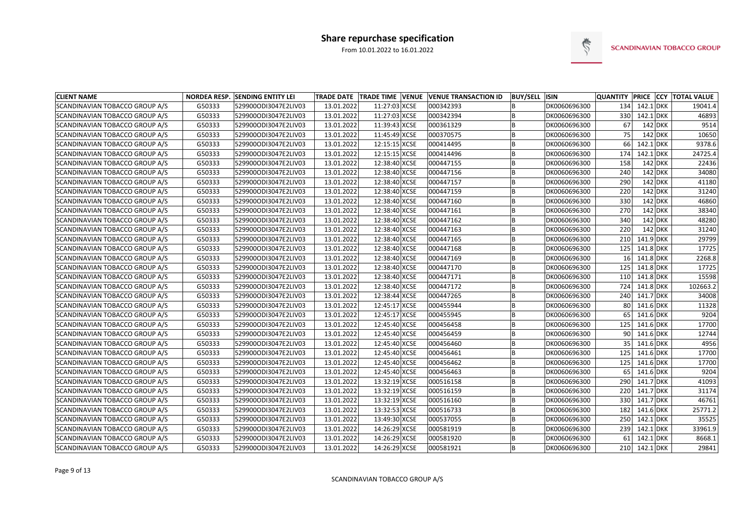# Share repurchase specification

From 10.01.2022 to 16.01.2022

SCANDINAVIAN TOBACCO GROUP

| CLIENT NAME | NORDEA RESP. | SENDING ENTITY LEI | TRADE DATE | TRADE TIME | VENUE | VENUE TRANSACTION ID | BUY/SELL | ISIN | QUANTITY | PRICE | CCY | TOTAL VALUE |
|---|---|---|---|---|---|---|---|---|---|---|---|---|
| SCANDINAVIAN TOBACCO GROUP A/S | G50333 | 529900ODI3047E2LIV03 | 13.01.2022 | 11:27:03 | XCSE | 000342393 | B | DK0060696300 | 134 | 142.1 | DKK | 19041.4 |
| SCANDINAVIAN TOBACCO GROUP A/S | G50333 | 529900ODI3047E2LIV03 | 13.01.2022 | 11:27:03 | XCSE | 000342394 | B | DK0060696300 | 330 | 142.1 | DKK | 46893 |
| SCANDINAVIAN TOBACCO GROUP A/S | G50333 | 529900ODI3047E2LIV03 | 13.01.2022 | 11:39:43 | XCSE | 000361329 | B | DK0060696300 | 67 | 142 | DKK | 9514 |
| SCANDINAVIAN TOBACCO GROUP A/S | G50333 | 529900ODI3047E2LIV03 | 13.01.2022 | 11:45:49 | XCSE | 000370575 | B | DK0060696300 | 75 | 142 | DKK | 10650 |
| SCANDINAVIAN TOBACCO GROUP A/S | G50333 | 529900ODI3047E2LIV03 | 13.01.2022 | 12:15:15 | XCSE | 000414495 | B | DK0060696300 | 66 | 142.1 | DKK | 9378.6 |
| SCANDINAVIAN TOBACCO GROUP A/S | G50333 | 529900ODI3047E2LIV03 | 13.01.2022 | 12:15:15 | XCSE | 000414496 | B | DK0060696300 | 174 | 142.1 | DKK | 24725.4 |
| SCANDINAVIAN TOBACCO GROUP A/S | G50333 | 529900ODI3047E2LIV03 | 13.01.2022 | 12:38:40 | XCSE | 000447155 | B | DK0060696300 | 158 | 142 | DKK | 22436 |
| SCANDINAVIAN TOBACCO GROUP A/S | G50333 | 529900ODI3047E2LIV03 | 13.01.2022 | 12:38:40 | XCSE | 000447156 | B | DK0060696300 | 240 | 142 | DKK | 34080 |
| SCANDINAVIAN TOBACCO GROUP A/S | G50333 | 529900ODI3047E2LIV03 | 13.01.2022 | 12:38:40 | XCSE | 000447157 | B | DK0060696300 | 290 | 142 | DKK | 41180 |
| SCANDINAVIAN TOBACCO GROUP A/S | G50333 | 529900ODI3047E2LIV03 | 13.01.2022 | 12:38:40 | XCSE | 000447159 | B | DK0060696300 | 220 | 142 | DKK | 31240 |
| SCANDINAVIAN TOBACCO GROUP A/S | G50333 | 529900ODI3047E2LIV03 | 13.01.2022 | 12:38:40 | XCSE | 000447160 | B | DK0060696300 | 330 | 142 | DKK | 46860 |
| SCANDINAVIAN TOBACCO GROUP A/S | G50333 | 529900ODI3047E2LIV03 | 13.01.2022 | 12:38:40 | XCSE | 000447161 | B | DK0060696300 | 270 | 142 | DKK | 38340 |
| SCANDINAVIAN TOBACCO GROUP A/S | G50333 | 529900ODI3047E2LIV03 | 13.01.2022 | 12:38:40 | XCSE | 000447162 | B | DK0060696300 | 340 | 142 | DKK | 48280 |
| SCANDINAVIAN TOBACCO GROUP A/S | G50333 | 529900ODI3047E2LIV03 | 13.01.2022 | 12:38:40 | XCSE | 000447163 | B | DK0060696300 | 220 | 142 | DKK | 31240 |
| SCANDINAVIAN TOBACCO GROUP A/S | G50333 | 529900ODI3047E2LIV03 | 13.01.2022 | 12:38:40 | XCSE | 000447165 | B | DK0060696300 | 210 | 141.9 | DKK | 29799 |
| SCANDINAVIAN TOBACCO GROUP A/S | G50333 | 529900ODI3047E2LIV03 | 13.01.2022 | 12:38:40 | XCSE | 000447168 | B | DK0060696300 | 125 | 141.8 | DKK | 17725 |
| SCANDINAVIAN TOBACCO GROUP A/S | G50333 | 529900ODI3047E2LIV03 | 13.01.2022 | 12:38:40 | XCSE | 000447169 | B | DK0060696300 | 16 | 141.8 | DKK | 2268.8 |
| SCANDINAVIAN TOBACCO GROUP A/S | G50333 | 529900ODI3047E2LIV03 | 13.01.2022 | 12:38:40 | XCSE | 000447170 | B | DK0060696300 | 125 | 141.8 | DKK | 17725 |
| SCANDINAVIAN TOBACCO GROUP A/S | G50333 | 529900ODI3047E2LIV03 | 13.01.2022 | 12:38:40 | XCSE | 000447171 | B | DK0060696300 | 110 | 141.8 | DKK | 15598 |
| SCANDINAVIAN TOBACCO GROUP A/S | G50333 | 529900ODI3047E2LIV03 | 13.01.2022 | 12:38:40 | XCSE | 000447172 | B | DK0060696300 | 724 | 141.8 | DKK | 102663.2 |
| SCANDINAVIAN TOBACCO GROUP A/S | G50333 | 529900ODI3047E2LIV03 | 13.01.2022 | 12:38:44 | XCSE | 000447265 | B | DK0060696300 | 240 | 141.7 | DKK | 34008 |
| SCANDINAVIAN TOBACCO GROUP A/S | G50333 | 529900ODI3047E2LIV03 | 13.01.2022 | 12:45:17 | XCSE | 000455944 | B | DK0060696300 | 80 | 141.6 | DKK | 11328 |
| SCANDINAVIAN TOBACCO GROUP A/S | G50333 | 529900ODI3047E2LIV03 | 13.01.2022 | 12:45:17 | XCSE | 000455945 | B | DK0060696300 | 65 | 141.6 | DKK | 9204 |
| SCANDINAVIAN TOBACCO GROUP A/S | G50333 | 529900ODI3047E2LIV03 | 13.01.2022 | 12:45:40 | XCSE | 000456458 | B | DK0060696300 | 125 | 141.6 | DKK | 17700 |
| SCANDINAVIAN TOBACCO GROUP A/S | G50333 | 529900ODI3047E2LIV03 | 13.01.2022 | 12:45:40 | XCSE | 000456459 | B | DK0060696300 | 90 | 141.6 | DKK | 12744 |
| SCANDINAVIAN TOBACCO GROUP A/S | G50333 | 529900ODI3047E2LIV03 | 13.01.2022 | 12:45:40 | XCSE | 000456460 | B | DK0060696300 | 35 | 141.6 | DKK | 4956 |
| SCANDINAVIAN TOBACCO GROUP A/S | G50333 | 529900ODI3047E2LIV03 | 13.01.2022 | 12:45:40 | XCSE | 000456461 | B | DK0060696300 | 125 | 141.6 | DKK | 17700 |
| SCANDINAVIAN TOBACCO GROUP A/S | G50333 | 529900ODI3047E2LIV03 | 13.01.2022 | 12:45:40 | XCSE | 000456462 | B | DK0060696300 | 125 | 141.6 | DKK | 17700 |
| SCANDINAVIAN TOBACCO GROUP A/S | G50333 | 529900ODI3047E2LIV03 | 13.01.2022 | 12:45:40 | XCSE | 000456463 | B | DK0060696300 | 65 | 141.6 | DKK | 9204 |
| SCANDINAVIAN TOBACCO GROUP A/S | G50333 | 529900ODI3047E2LIV03 | 13.01.2022 | 13:32:19 | XCSE | 000516158 | B | DK0060696300 | 290 | 141.7 | DKK | 41093 |
| SCANDINAVIAN TOBACCO GROUP A/S | G50333 | 529900ODI3047E2LIV03 | 13.01.2022 | 13:32:19 | XCSE | 000516159 | B | DK0060696300 | 220 | 141.7 | DKK | 31174 |
| SCANDINAVIAN TOBACCO GROUP A/S | G50333 | 529900ODI3047E2LIV03 | 13.01.2022 | 13:32:19 | XCSE | 000516160 | B | DK0060696300 | 330 | 141.7 | DKK | 46761 |
| SCANDINAVIAN TOBACCO GROUP A/S | G50333 | 529900ODI3047E2LIV03 | 13.01.2022 | 13:32:53 | XCSE | 000516733 | B | DK0060696300 | 182 | 141.6 | DKK | 25771.2 |
| SCANDINAVIAN TOBACCO GROUP A/S | G50333 | 529900ODI3047E2LIV03 | 13.01.2022 | 13:49:30 | XCSE | 000537055 | B | DK0060696300 | 250 | 142.1 | DKK | 35525 |
| SCANDINAVIAN TOBACCO GROUP A/S | G50333 | 529900ODI3047E2LIV03 | 13.01.2022 | 14:26:29 | XCSE | 000581919 | B | DK0060696300 | 239 | 142.1 | DKK | 33961.9 |
| SCANDINAVIAN TOBACCO GROUP A/S | G50333 | 529900ODI3047E2LIV03 | 13.01.2022 | 14:26:29 | XCSE | 000581920 | B | DK0060696300 | 61 | 142.1 | DKK | 8668.1 |
| SCANDINAVIAN TOBACCO GROUP A/S | G50333 | 529900ODI3047E2LIV03 | 13.01.2022 | 14:26:29 | XCSE | 000581921 | B | DK0060696300 | 210 | 142.1 | DKK | 29841 |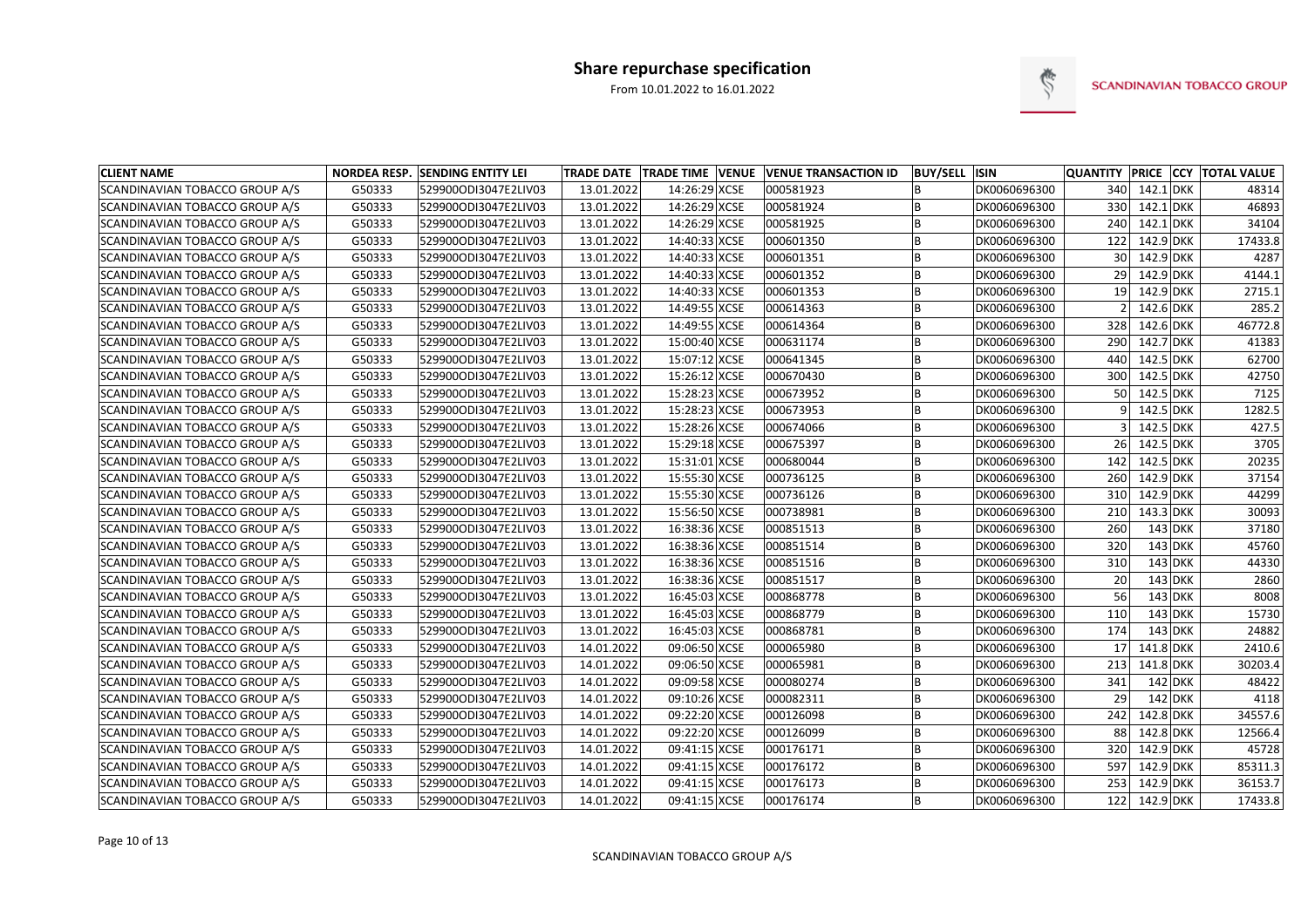# Share repurchase specification

From 10.01.2022 to 16.01.2022

SCANDINAVIAN TOBACCO GROUP

| CLIENT NAME | NORDEA RESP. | SENDING ENTITY LEI | TRADE DATE | TRADE TIME | VENUE | VENUE TRANSACTION ID | BUY/SELL | ISIN | QUANTITY | PRICE | CCY | TOTAL VALUE |
|---|---|---|---|---|---|---|---|---|---|---|---|---|
| SCANDINAVIAN TOBACCO GROUP A/S | G50333 | 529900ODI3047E2LIV03 | 13.01.2022 | 14:26:29 | XCSE | 000581923 | B | DK0060696300 | 340 | 142.1 | DKK | 48314 |
| SCANDINAVIAN TOBACCO GROUP A/S | G50333 | 529900ODI3047E2LIV03 | 13.01.2022 | 14:26:29 | XCSE | 000581924 | B | DK0060696300 | 330 | 142.1 | DKK | 46893 |
| SCANDINAVIAN TOBACCO GROUP A/S | G50333 | 529900ODI3047E2LIV03 | 13.01.2022 | 14:26:29 | XCSE | 000581925 | B | DK0060696300 | 240 | 142.1 | DKK | 34104 |
| SCANDINAVIAN TOBACCO GROUP A/S | G50333 | 529900ODI3047E2LIV03 | 13.01.2022 | 14:40:33 | XCSE | 000601350 | B | DK0060696300 | 122 | 142.9 | DKK | 17433.8 |
| SCANDINAVIAN TOBACCO GROUP A/S | G50333 | 529900ODI3047E2LIV03 | 13.01.2022 | 14:40:33 | XCSE | 000601351 | B | DK0060696300 | 30 | 142.9 | DKK | 4287 |
| SCANDINAVIAN TOBACCO GROUP A/S | G50333 | 529900ODI3047E2LIV03 | 13.01.2022 | 14:40:33 | XCSE | 000601352 | B | DK0060696300 | 29 | 142.9 | DKK | 4144.1 |
| SCANDINAVIAN TOBACCO GROUP A/S | G50333 | 529900ODI3047E2LIV03 | 13.01.2022 | 14:40:33 | XCSE | 000601353 | B | DK0060696300 | 19 | 142.9 | DKK | 2715.1 |
| SCANDINAVIAN TOBACCO GROUP A/S | G50333 | 529900ODI3047E2LIV03 | 13.01.2022 | 14:49:55 | XCSE | 000614363 | B | DK0060696300 | 2 | 142.6 | DKK | 285.2 |
| SCANDINAVIAN TOBACCO GROUP A/S | G50333 | 529900ODI3047E2LIV03 | 13.01.2022 | 14:49:55 | XCSE | 000614364 | B | DK0060696300 | 328 | 142.6 | DKK | 46772.8 |
| SCANDINAVIAN TOBACCO GROUP A/S | G50333 | 529900ODI3047E2LIV03 | 13.01.2022 | 15:00:40 | XCSE | 000631174 | B | DK0060696300 | 290 | 142.7 | DKK | 41383 |
| SCANDINAVIAN TOBACCO GROUP A/S | G50333 | 529900ODI3047E2LIV03 | 13.01.2022 | 15:07:12 | XCSE | 000641345 | B | DK0060696300 | 440 | 142.5 | DKK | 62700 |
| SCANDINAVIAN TOBACCO GROUP A/S | G50333 | 529900ODI3047E2LIV03 | 13.01.2022 | 15:26:12 | XCSE | 000670430 | B | DK0060696300 | 300 | 142.5 | DKK | 42750 |
| SCANDINAVIAN TOBACCO GROUP A/S | G50333 | 529900ODI3047E2LIV03 | 13.01.2022 | 15:28:23 | XCSE | 000673952 | B | DK0060696300 | 50 | 142.5 | DKK | 7125 |
| SCANDINAVIAN TOBACCO GROUP A/S | G50333 | 529900ODI3047E2LIV03 | 13.01.2022 | 15:28:23 | XCSE | 000673953 | B | DK0060696300 | 9 | 142.5 | DKK | 1282.5 |
| SCANDINAVIAN TOBACCO GROUP A/S | G50333 | 529900ODI3047E2LIV03 | 13.01.2022 | 15:28:26 | XCSE | 000674066 | B | DK0060696300 | 3 | 142.5 | DKK | 427.5 |
| SCANDINAVIAN TOBACCO GROUP A/S | G50333 | 529900ODI3047E2LIV03 | 13.01.2022 | 15:29:18 | XCSE | 000675397 | B | DK0060696300 | 26 | 142.5 | DKK | 3705 |
| SCANDINAVIAN TOBACCO GROUP A/S | G50333 | 529900ODI3047E2LIV03 | 13.01.2022 | 15:31:01 | XCSE | 000680044 | B | DK0060696300 | 142 | 142.5 | DKK | 20235 |
| SCANDINAVIAN TOBACCO GROUP A/S | G50333 | 529900ODI3047E2LIV03 | 13.01.2022 | 15:55:30 | XCSE | 000736125 | B | DK0060696300 | 260 | 142.9 | DKK | 37154 |
| SCANDINAVIAN TOBACCO GROUP A/S | G50333 | 529900ODI3047E2LIV03 | 13.01.2022 | 15:55:30 | XCSE | 000736126 | B | DK0060696300 | 310 | 142.9 | DKK | 44299 |
| SCANDINAVIAN TOBACCO GROUP A/S | G50333 | 529900ODI3047E2LIV03 | 13.01.2022 | 15:56:50 | XCSE | 000738981 | B | DK0060696300 | 210 | 143.3 | DKK | 30093 |
| SCANDINAVIAN TOBACCO GROUP A/S | G50333 | 529900ODI3047E2LIV03 | 13.01.2022 | 16:38:36 | XCSE | 000851513 | B | DK0060696300 | 260 | 143 | DKK | 37180 |
| SCANDINAVIAN TOBACCO GROUP A/S | G50333 | 529900ODI3047E2LIV03 | 13.01.2022 | 16:38:36 | XCSE | 000851514 | B | DK0060696300 | 320 | 143 | DKK | 45760 |
| SCANDINAVIAN TOBACCO GROUP A/S | G50333 | 529900ODI3047E2LIV03 | 13.01.2022 | 16:38:36 | XCSE | 000851516 | B | DK0060696300 | 310 | 143 | DKK | 44330 |
| SCANDINAVIAN TOBACCO GROUP A/S | G50333 | 529900ODI3047E2LIV03 | 13.01.2022 | 16:38:36 | XCSE | 000851517 | B | DK0060696300 | 20 | 143 | DKK | 2860 |
| SCANDINAVIAN TOBACCO GROUP A/S | G50333 | 529900ODI3047E2LIV03 | 13.01.2022 | 16:45:03 | XCSE | 000868778 | B | DK0060696300 | 56 | 143 | DKK | 8008 |
| SCANDINAVIAN TOBACCO GROUP A/S | G50333 | 529900ODI3047E2LIV03 | 13.01.2022 | 16:45:03 | XCSE | 000868779 | B | DK0060696300 | 110 | 143 | DKK | 15730 |
| SCANDINAVIAN TOBACCO GROUP A/S | G50333 | 529900ODI3047E2LIV03 | 13.01.2022 | 16:45:03 | XCSE | 000868781 | B | DK0060696300 | 174 | 143 | DKK | 24882 |
| SCANDINAVIAN TOBACCO GROUP A/S | G50333 | 529900ODI3047E2LIV03 | 14.01.2022 | 09:06:50 | XCSE | 000065980 | B | DK0060696300 | 17 | 141.8 | DKK | 2410.6 |
| SCANDINAVIAN TOBACCO GROUP A/S | G50333 | 529900ODI3047E2LIV03 | 14.01.2022 | 09:06:50 | XCSE | 000065981 | B | DK0060696300 | 213 | 141.8 | DKK | 30203.4 |
| SCANDINAVIAN TOBACCO GROUP A/S | G50333 | 529900ODI3047E2LIV03 | 14.01.2022 | 09:09:58 | XCSE | 000080274 | B | DK0060696300 | 341 | 142 | DKK | 48422 |
| SCANDINAVIAN TOBACCO GROUP A/S | G50333 | 529900ODI3047E2LIV03 | 14.01.2022 | 09:10:26 | XCSE | 000082311 | B | DK0060696300 | 29 | 142 | DKK | 4118 |
| SCANDINAVIAN TOBACCO GROUP A/S | G50333 | 529900ODI3047E2LIV03 | 14.01.2022 | 09:22:20 | XCSE | 000126098 | B | DK0060696300 | 242 | 142.8 | DKK | 34557.6 |
| SCANDINAVIAN TOBACCO GROUP A/S | G50333 | 529900ODI3047E2LIV03 | 14.01.2022 | 09:22:20 | XCSE | 000126099 | B | DK0060696300 | 88 | 142.8 | DKK | 12566.4 |
| SCANDINAVIAN TOBACCO GROUP A/S | G50333 | 529900ODI3047E2LIV03 | 14.01.2022 | 09:41:15 | XCSE | 000176171 | B | DK0060696300 | 320 | 142.9 | DKK | 45728 |
| SCANDINAVIAN TOBACCO GROUP A/S | G50333 | 529900ODI3047E2LIV03 | 14.01.2022 | 09:41:15 | XCSE | 000176172 | B | DK0060696300 | 597 | 142.9 | DKK | 85311.3 |
| SCANDINAVIAN TOBACCO GROUP A/S | G50333 | 529900ODI3047E2LIV03 | 14.01.2022 | 09:41:15 | XCSE | 000176173 | B | DK0060696300 | 253 | 142.9 | DKK | 36153.7 |
| SCANDINAVIAN TOBACCO GROUP A/S | G50333 | 529900ODI3047E2LIV03 | 14.01.2022 | 09:41:15 | XCSE | 000176174 | B | DK0060696300 | 122 | 142.9 | DKK | 17433.8 |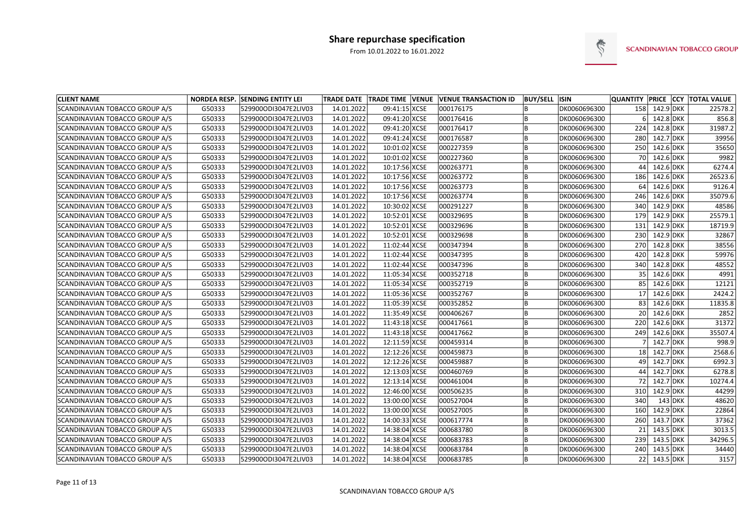# Share repurchase specification

From 10.01.2022 to 16.01.2022

| CLIENT NAME | NORDEA RESP. | SENDING ENTITY LEI | TRADE DATE | TRADE TIME | VENUE | VENUE TRANSACTION ID | BUY/SELL | ISIN | QUANTITY | PRICE | CCY | TOTAL VALUE |
|---|---|---|---|---|---|---|---|---|---|---|---|---|
| SCANDINAVIAN TOBACCO GROUP A/S | G50333 | 529900ODI3047E2LIV03 | 14.01.2022 | 09:41:15 | XCSE | 000176175 | B | DK0060696300 | 158 | 142.9 | DKK | 22578.2 |
| SCANDINAVIAN TOBACCO GROUP A/S | G50333 | 529900ODI3047E2LIV03 | 14.01.2022 | 09:41:20 | XCSE | 000176416 | B | DK0060696300 | 6 | 142.8 | DKK | 856.8 |
| SCANDINAVIAN TOBACCO GROUP A/S | G50333 | 529900ODI3047E2LIV03 | 14.01.2022 | 09:41:20 | XCSE | 000176417 | B | DK0060696300 | 224 | 142.8 | DKK | 31987.2 |
| SCANDINAVIAN TOBACCO GROUP A/S | G50333 | 529900ODI3047E2LIV03 | 14.01.2022 | 09:41:24 | XCSE | 000176587 | B | DK0060696300 | 280 | 142.7 | DKK | 39956 |
| SCANDINAVIAN TOBACCO GROUP A/S | G50333 | 529900ODI3047E2LIV03 | 14.01.2022 | 10:01:02 | XCSE | 000227359 | B | DK0060696300 | 250 | 142.6 | DKK | 35650 |
| SCANDINAVIAN TOBACCO GROUP A/S | G50333 | 529900ODI3047E2LIV03 | 14.01.2022 | 10:01:02 | XCSE | 000227360 | B | DK0060696300 | 70 | 142.6 | DKK | 9982 |
| SCANDINAVIAN TOBACCO GROUP A/S | G50333 | 529900ODI3047E2LIV03 | 14.01.2022 | 10:17:56 | XCSE | 000263771 | B | DK0060696300 | 44 | 142.6 | DKK | 6274.4 |
| SCANDINAVIAN TOBACCO GROUP A/S | G50333 | 529900ODI3047E2LIV03 | 14.01.2022 | 10:17:56 | XCSE | 000263772 | B | DK0060696300 | 186 | 142.6 | DKK | 26523.6 |
| SCANDINAVIAN TOBACCO GROUP A/S | G50333 | 529900ODI3047E2LIV03 | 14.01.2022 | 10:17:56 | XCSE | 000263773 | B | DK0060696300 | 64 | 142.6 | DKK | 9126.4 |
| SCANDINAVIAN TOBACCO GROUP A/S | G50333 | 529900ODI3047E2LIV03 | 14.01.2022 | 10:17:56 | XCSE | 000263774 | B | DK0060696300 | 246 | 142.6 | DKK | 35079.6 |
| SCANDINAVIAN TOBACCO GROUP A/S | G50333 | 529900ODI3047E2LIV03 | 14.01.2022 | 10:30:02 | XCSE | 000291227 | B | DK0060696300 | 340 | 142.9 | DKK | 48586 |
| SCANDINAVIAN TOBACCO GROUP A/S | G50333 | 529900ODI3047E2LIV03 | 14.01.2022 | 10:52:01 | XCSE | 000329695 | B | DK0060696300 | 179 | 142.9 | DKK | 25579.1 |
| SCANDINAVIAN TOBACCO GROUP A/S | G50333 | 529900ODI3047E2LIV03 | 14.01.2022 | 10:52:01 | XCSE | 000329696 | B | DK0060696300 | 131 | 142.9 | DKK | 18719.9 |
| SCANDINAVIAN TOBACCO GROUP A/S | G50333 | 529900ODI3047E2LIV03 | 14.01.2022 | 10:52:01 | XCSE | 000329698 | B | DK0060696300 | 230 | 142.9 | DKK | 32867 |
| SCANDINAVIAN TOBACCO GROUP A/S | G50333 | 529900ODI3047E2LIV03 | 14.01.2022 | 11:02:44 | XCSE | 000347394 | B | DK0060696300 | 270 | 142.8 | DKK | 38556 |
| SCANDINAVIAN TOBACCO GROUP A/S | G50333 | 529900ODI3047E2LIV03 | 14.01.2022 | 11:02:44 | XCSE | 000347395 | B | DK0060696300 | 420 | 142.8 | DKK | 59976 |
| SCANDINAVIAN TOBACCO GROUP A/S | G50333 | 529900ODI3047E2LIV03 | 14.01.2022 | 11:02:44 | XCSE | 000347396 | B | DK0060696300 | 340 | 142.8 | DKK | 48552 |
| SCANDINAVIAN TOBACCO GROUP A/S | G50333 | 529900ODI3047E2LIV03 | 14.01.2022 | 11:05:34 | XCSE | 000352718 | B | DK0060696300 | 35 | 142.6 | DKK | 4991 |
| SCANDINAVIAN TOBACCO GROUP A/S | G50333 | 529900ODI3047E2LIV03 | 14.01.2022 | 11:05:34 | XCSE | 000352719 | B | DK0060696300 | 85 | 142.6 | DKK | 12121 |
| SCANDINAVIAN TOBACCO GROUP A/S | G50333 | 529900ODI3047E2LIV03 | 14.01.2022 | 11:05:36 | XCSE | 000352767 | B | DK0060696300 | 17 | 142.6 | DKK | 2424.2 |
| SCANDINAVIAN TOBACCO GROUP A/S | G50333 | 529900ODI3047E2LIV03 | 14.01.2022 | 11:05:39 | XCSE | 000352852 | B | DK0060696300 | 83 | 142.6 | DKK | 11835.8 |
| SCANDINAVIAN TOBACCO GROUP A/S | G50333 | 529900ODI3047E2LIV03 | 14.01.2022 | 11:35:49 | XCSE | 000406267 | B | DK0060696300 | 20 | 142.6 | DKK | 2852 |
| SCANDINAVIAN TOBACCO GROUP A/S | G50333 | 529900ODI3047E2LIV03 | 14.01.2022 | 11:43:18 | XCSE | 000417661 | B | DK0060696300 | 220 | 142.6 | DKK | 31372 |
| SCANDINAVIAN TOBACCO GROUP A/S | G50333 | 529900ODI3047E2LIV03 | 14.01.2022 | 11:43:18 | XCSE | 000417662 | B | DK0060696300 | 249 | 142.6 | DKK | 35507.4 |
| SCANDINAVIAN TOBACCO GROUP A/S | G50333 | 529900ODI3047E2LIV03 | 14.01.2022 | 12:11:59 | XCSE | 000459314 | B | DK0060696300 | 7 | 142.7 | DKK | 998.9 |
| SCANDINAVIAN TOBACCO GROUP A/S | G50333 | 529900ODI3047E2LIV03 | 14.01.2022 | 12:12:26 | XCSE | 000459873 | B | DK0060696300 | 18 | 142.7 | DKK | 2568.6 |
| SCANDINAVIAN TOBACCO GROUP A/S | G50333 | 529900ODI3047E2LIV03 | 14.01.2022 | 12:12:26 | XCSE | 000459887 | B | DK0060696300 | 49 | 142.7 | DKK | 6992.3 |
| SCANDINAVIAN TOBACCO GROUP A/S | G50333 | 529900ODI3047E2LIV03 | 14.01.2022 | 12:13:03 | XCSE | 000460769 | B | DK0060696300 | 44 | 142.7 | DKK | 6278.8 |
| SCANDINAVIAN TOBACCO GROUP A/S | G50333 | 529900ODI3047E2LIV03 | 14.01.2022 | 12:13:14 | XCSE | 000461004 | B | DK0060696300 | 72 | 142.7 | DKK | 10274.4 |
| SCANDINAVIAN TOBACCO GROUP A/S | G50333 | 529900ODI3047E2LIV03 | 14.01.2022 | 12:46:00 | XCSE | 000506235 | B | DK0060696300 | 310 | 142.9 | DKK | 44299 |
| SCANDINAVIAN TOBACCO GROUP A/S | G50333 | 529900ODI3047E2LIV03 | 14.01.2022 | 13:00:00 | XCSE | 000527004 | B | DK0060696300 | 340 | 143 | DKK | 48620 |
| SCANDINAVIAN TOBACCO GROUP A/S | G50333 | 529900ODI3047E2LIV03 | 14.01.2022 | 13:00:00 | XCSE | 000527005 | B | DK0060696300 | 160 | 142.9 | DKK | 22864 |
| SCANDINAVIAN TOBACCO GROUP A/S | G50333 | 529900ODI3047E2LIV03 | 14.01.2022 | 14:00:33 | XCSE | 000617774 | B | DK0060696300 | 260 | 143.7 | DKK | 37362 |
| SCANDINAVIAN TOBACCO GROUP A/S | G50333 | 529900ODI3047E2LIV03 | 14.01.2022 | 14:38:04 | XCSE | 000683780 | B | DK0060696300 | 21 | 143.5 | DKK | 3013.5 |
| SCANDINAVIAN TOBACCO GROUP A/S | G50333 | 529900ODI3047E2LIV03 | 14.01.2022 | 14:38:04 | XCSE | 000683783 | B | DK0060696300 | 239 | 143.5 | DKK | 34296.5 |
| SCANDINAVIAN TOBACCO GROUP A/S | G50333 | 529900ODI3047E2LIV03 | 14.01.2022 | 14:38:04 | XCSE | 000683784 | B | DK0060696300 | 240 | 143.5 | DKK | 34440 |
| SCANDINAVIAN TOBACCO GROUP A/S | G50333 | 529900ODI3047E2LIV03 | 14.01.2022 | 14:38:04 | XCSE | 000683785 | B | DK0060696300 | 22 | 143.5 | DKK | 3157 |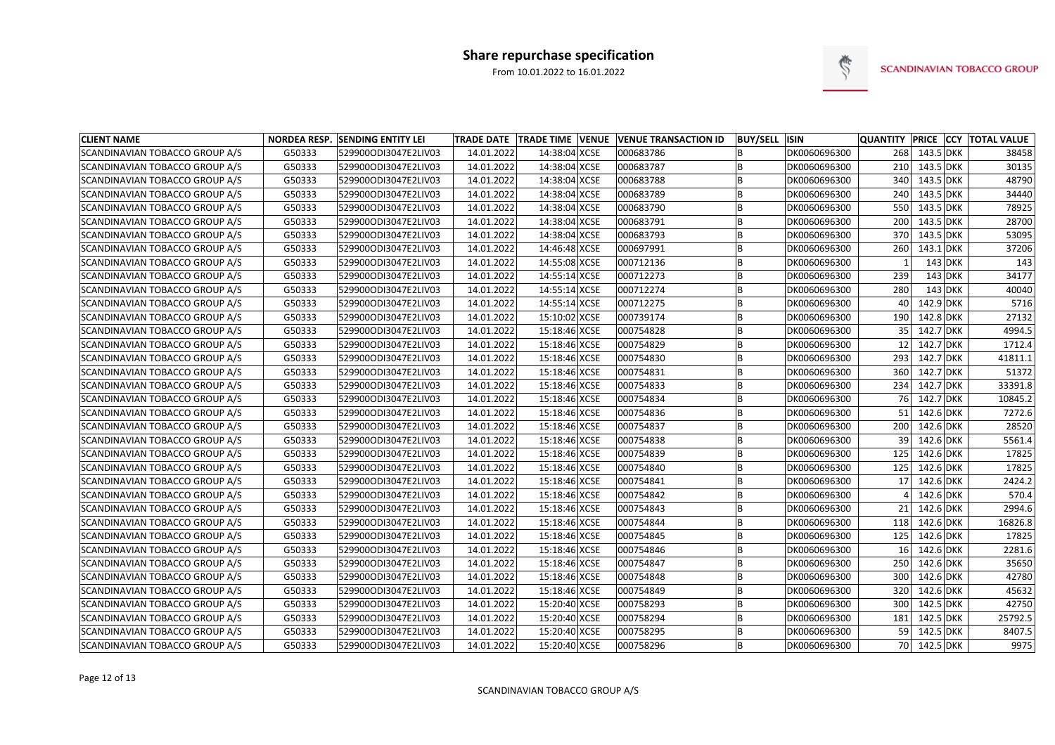# Share repurchase specification

From 10.01.2022 to 16.01.2022

SCANDINAVIAN TOBACCO GROUP

| CLIENT NAME | NORDEA RESP. | SENDING ENTITY LEI | TRADE DATE | TRADE TIME | VENUE | VENUE TRANSACTION ID | BUY/SELL | ISIN | QUANTITY | PRICE | CCY | TOTAL VALUE |
|---|---|---|---|---|---|---|---|---|---|---|---|---|
| SCANDINAVIAN TOBACCO GROUP A/S | G50333 | 529900ODI3047E2LIV03 | 14.01.2022 | 14:38:04 | XCSE | 000683786 | B | DK0060696300 | 268 | 143.5 | DKK | 38458 |
| SCANDINAVIAN TOBACCO GROUP A/S | G50333 | 529900ODI3047E2LIV03 | 14.01.2022 | 14:38:04 | XCSE | 000683787 | B | DK0060696300 | 210 | 143.5 | DKK | 30135 |
| SCANDINAVIAN TOBACCO GROUP A/S | G50333 | 529900ODI3047E2LIV03 | 14.01.2022 | 14:38:04 | XCSE | 000683788 | B | DK0060696300 | 340 | 143.5 | DKK | 48790 |
| SCANDINAVIAN TOBACCO GROUP A/S | G50333 | 529900ODI3047E2LIV03 | 14.01.2022 | 14:38:04 | XCSE | 000683789 | B | DK0060696300 | 240 | 143.5 | DKK | 34440 |
| SCANDINAVIAN TOBACCO GROUP A/S | G50333 | 529900ODI3047E2LIV03 | 14.01.2022 | 14:38:04 | XCSE | 000683790 | B | DK0060696300 | 550 | 143.5 | DKK | 78925 |
| SCANDINAVIAN TOBACCO GROUP A/S | G50333 | 529900ODI3047E2LIV03 | 14.01.2022 | 14:38:04 | XCSE | 000683791 | B | DK0060696300 | 200 | 143.5 | DKK | 28700 |
| SCANDINAVIAN TOBACCO GROUP A/S | G50333 | 529900ODI3047E2LIV03 | 14.01.2022 | 14:38:04 | XCSE | 000683793 | B | DK0060696300 | 370 | 143.5 | DKK | 53095 |
| SCANDINAVIAN TOBACCO GROUP A/S | G50333 | 529900ODI3047E2LIV03 | 14.01.2022 | 14:46:48 | XCSE | 000697991 | B | DK0060696300 | 260 | 143.1 | DKK | 37206 |
| SCANDINAVIAN TOBACCO GROUP A/S | G50333 | 529900ODI3047E2LIV03 | 14.01.2022 | 14:55:08 | XCSE | 000712136 | B | DK0060696300 | 1 | 143 | DKK | 143 |
| SCANDINAVIAN TOBACCO GROUP A/S | G50333 | 529900ODI3047E2LIV03 | 14.01.2022 | 14:55:14 | XCSE | 000712273 | B | DK0060696300 | 239 | 143 | DKK | 34177 |
| SCANDINAVIAN TOBACCO GROUP A/S | G50333 | 529900ODI3047E2LIV03 | 14.01.2022 | 14:55:14 | XCSE | 000712274 | B | DK0060696300 | 280 | 143 | DKK | 40040 |
| SCANDINAVIAN TOBACCO GROUP A/S | G50333 | 529900ODI3047E2LIV03 | 14.01.2022 | 14:55:14 | XCSE | 000712275 | B | DK0060696300 | 40 | 142.9 | DKK | 5716 |
| SCANDINAVIAN TOBACCO GROUP A/S | G50333 | 529900ODI3047E2LIV03 | 14.01.2022 | 15:10:02 | XCSE | 000739174 | B | DK0060696300 | 190 | 142.8 | DKK | 27132 |
| SCANDINAVIAN TOBACCO GROUP A/S | G50333 | 529900ODI3047E2LIV03 | 14.01.2022 | 15:18:46 | XCSE | 000754828 | B | DK0060696300 | 35 | 142.7 | DKK | 4994.5 |
| SCANDINAVIAN TOBACCO GROUP A/S | G50333 | 529900ODI3047E2LIV03 | 14.01.2022 | 15:18:46 | XCSE | 000754829 | B | DK0060696300 | 12 | 142.7 | DKK | 1712.4 |
| SCANDINAVIAN TOBACCO GROUP A/S | G50333 | 529900ODI3047E2LIV03 | 14.01.2022 | 15:18:46 | XCSE | 000754830 | B | DK0060696300 | 293 | 142.7 | DKK | 41811.1 |
| SCANDINAVIAN TOBACCO GROUP A/S | G50333 | 529900ODI3047E2LIV03 | 14.01.2022 | 15:18:46 | XCSE | 000754831 | B | DK0060696300 | 360 | 142.7 | DKK | 51372 |
| SCANDINAVIAN TOBACCO GROUP A/S | G50333 | 529900ODI3047E2LIV03 | 14.01.2022 | 15:18:46 | XCSE | 000754833 | B | DK0060696300 | 234 | 142.7 | DKK | 33391.8 |
| SCANDINAVIAN TOBACCO GROUP A/S | G50333 | 529900ODI3047E2LIV03 | 14.01.2022 | 15:18:46 | XCSE | 000754834 | B | DK0060696300 | 76 | 142.7 | DKK | 10845.2 |
| SCANDINAVIAN TOBACCO GROUP A/S | G50333 | 529900ODI3047E2LIV03 | 14.01.2022 | 15:18:46 | XCSE | 000754836 | B | DK0060696300 | 51 | 142.6 | DKK | 7272.6 |
| SCANDINAVIAN TOBACCO GROUP A/S | G50333 | 529900ODI3047E2LIV03 | 14.01.2022 | 15:18:46 | XCSE | 000754837 | B | DK0060696300 | 200 | 142.6 | DKK | 28520 |
| SCANDINAVIAN TOBACCO GROUP A/S | G50333 | 529900ODI3047E2LIV03 | 14.01.2022 | 15:18:46 | XCSE | 000754838 | B | DK0060696300 | 39 | 142.6 | DKK | 5561.4 |
| SCANDINAVIAN TOBACCO GROUP A/S | G50333 | 529900ODI3047E2LIV03 | 14.01.2022 | 15:18:46 | XCSE | 000754839 | B | DK0060696300 | 125 | 142.6 | DKK | 17825 |
| SCANDINAVIAN TOBACCO GROUP A/S | G50333 | 529900ODI3047E2LIV03 | 14.01.2022 | 15:18:46 | XCSE | 000754840 | B | DK0060696300 | 125 | 142.6 | DKK | 17825 |
| SCANDINAVIAN TOBACCO GROUP A/S | G50333 | 529900ODI3047E2LIV03 | 14.01.2022 | 15:18:46 | XCSE | 000754841 | B | DK0060696300 | 17 | 142.6 | DKK | 2424.2 |
| SCANDINAVIAN TOBACCO GROUP A/S | G50333 | 529900ODI3047E2LIV03 | 14.01.2022 | 15:18:46 | XCSE | 000754842 | B | DK0060696300 | 4 | 142.6 | DKK | 570.4 |
| SCANDINAVIAN TOBACCO GROUP A/S | G50333 | 529900ODI3047E2LIV03 | 14.01.2022 | 15:18:46 | XCSE | 000754843 | B | DK0060696300 | 21 | 142.6 | DKK | 2994.6 |
| SCANDINAVIAN TOBACCO GROUP A/S | G50333 | 529900ODI3047E2LIV03 | 14.01.2022 | 15:18:46 | XCSE | 000754844 | B | DK0060696300 | 118 | 142.6 | DKK | 16826.8 |
| SCANDINAVIAN TOBACCO GROUP A/S | G50333 | 529900ODI3047E2LIV03 | 14.01.2022 | 15:18:46 | XCSE | 000754845 | B | DK0060696300 | 125 | 142.6 | DKK | 17825 |
| SCANDINAVIAN TOBACCO GROUP A/S | G50333 | 529900ODI3047E2LIV03 | 14.01.2022 | 15:18:46 | XCSE | 000754846 | B | DK0060696300 | 16 | 142.6 | DKK | 2281.6 |
| SCANDINAVIAN TOBACCO GROUP A/S | G50333 | 529900ODI3047E2LIV03 | 14.01.2022 | 15:18:46 | XCSE | 000754847 | B | DK0060696300 | 250 | 142.6 | DKK | 35650 |
| SCANDINAVIAN TOBACCO GROUP A/S | G50333 | 529900ODI3047E2LIV03 | 14.01.2022 | 15:18:46 | XCSE | 000754848 | B | DK0060696300 | 300 | 142.6 | DKK | 42780 |
| SCANDINAVIAN TOBACCO GROUP A/S | G50333 | 529900ODI3047E2LIV03 | 14.01.2022 | 15:18:46 | XCSE | 000754849 | B | DK0060696300 | 320 | 142.6 | DKK | 45632 |
| SCANDINAVIAN TOBACCO GROUP A/S | G50333 | 529900ODI3047E2LIV03 | 14.01.2022 | 15:20:40 | XCSE | 000758293 | B | DK0060696300 | 300 | 142.5 | DKK | 42750 |
| SCANDINAVIAN TOBACCO GROUP A/S | G50333 | 529900ODI3047E2LIV03 | 14.01.2022 | 15:20:40 | XCSE | 000758294 | B | DK0060696300 | 181 | 142.5 | DKK | 25792.5 |
| SCANDINAVIAN TOBACCO GROUP A/S | G50333 | 529900ODI3047E2LIV03 | 14.01.2022 | 15:20:40 | XCSE | 000758295 | B | DK0060696300 | 59 | 142.5 | DKK | 8407.5 |
| SCANDINAVIAN TOBACCO GROUP A/S | G50333 | 529900ODI3047E2LIV03 | 14.01.2022 | 15:20:40 | XCSE | 000758296 | B | DK0060696300 | 70 | 142.5 | DKK | 9975 |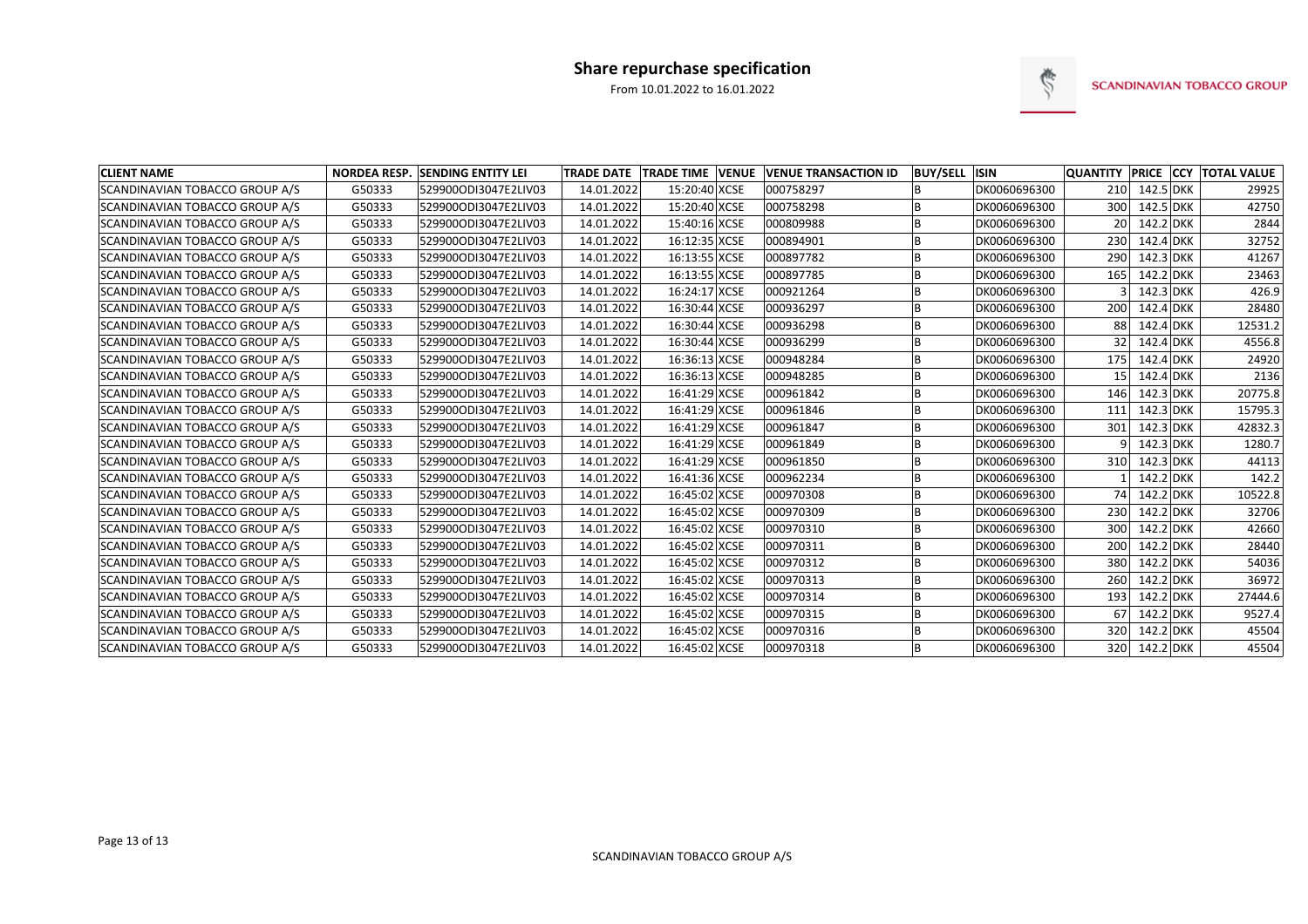# Share repurchase specification

From 10.01.2022 to 16.01.2022

SCANDINAVIAN TOBACCO GROUP

| CLIENT NAME | NORDEA RESP. | SENDING ENTITY LEI | TRADE DATE | TRADE TIME | VENUE | VENUE TRANSACTION ID | BUY/SELL | ISIN | QUANTITY | PRICE | CCY | TOTAL VALUE |
|---|---|---|---|---|---|---|---|---|---|---|---|---|
| SCANDINAVIAN TOBACCO GROUP A/S | G50333 | 529900ODI3047E2LIV03 | 14.01.2022 | 15:20:40 | XCSE | 000758297 | B | DK0060696300 | 210 | 142.5 | DKK | 29925 |
| SCANDINAVIAN TOBACCO GROUP A/S | G50333 | 529900ODI3047E2LIV03 | 14.01.2022 | 15:20:40 | XCSE | 000758298 | B | DK0060696300 | 300 | 142.5 | DKK | 42750 |
| SCANDINAVIAN TOBACCO GROUP A/S | G50333 | 529900ODI3047E2LIV03 | 14.01.2022 | 15:40:16 | XCSE | 000809988 | B | DK0060696300 | 20 | 142.2 | DKK | 2844 |
| SCANDINAVIAN TOBACCO GROUP A/S | G50333 | 529900ODI3047E2LIV03 | 14.01.2022 | 16:12:35 | XCSE | 000894901 | B | DK0060696300 | 230 | 142.4 | DKK | 32752 |
| SCANDINAVIAN TOBACCO GROUP A/S | G50333 | 529900ODI3047E2LIV03 | 14.01.2022 | 16:13:55 | XCSE | 000897782 | B | DK0060696300 | 290 | 142.3 | DKK | 41267 |
| SCANDINAVIAN TOBACCO GROUP A/S | G50333 | 529900ODI3047E2LIV03 | 14.01.2022 | 16:13:55 | XCSE | 000897785 | B | DK0060696300 | 165 | 142.2 | DKK | 23463 |
| SCANDINAVIAN TOBACCO GROUP A/S | G50333 | 529900ODI3047E2LIV03 | 14.01.2022 | 16:24:17 | XCSE | 000921264 | B | DK0060696300 | 3 | 142.3 | DKK | 426.9 |
| SCANDINAVIAN TOBACCO GROUP A/S | G50333 | 529900ODI3047E2LIV03 | 14.01.2022 | 16:30:44 | XCSE | 000936297 | B | DK0060696300 | 200 | 142.4 | DKK | 28480 |
| SCANDINAVIAN TOBACCO GROUP A/S | G50333 | 529900ODI3047E2LIV03 | 14.01.2022 | 16:30:44 | XCSE | 000936298 | B | DK0060696300 | 88 | 142.4 | DKK | 12531.2 |
| SCANDINAVIAN TOBACCO GROUP A/S | G50333 | 529900ODI3047E2LIV03 | 14.01.2022 | 16:30:44 | XCSE | 000936299 | B | DK0060696300 | 32 | 142.4 | DKK | 4556.8 |
| SCANDINAVIAN TOBACCO GROUP A/S | G50333 | 529900ODI3047E2LIV03 | 14.01.2022 | 16:36:13 | XCSE | 000948284 | B | DK0060696300 | 175 | 142.4 | DKK | 24920 |
| SCANDINAVIAN TOBACCO GROUP A/S | G50333 | 529900ODI3047E2LIV03 | 14.01.2022 | 16:36:13 | XCSE | 000948285 | B | DK0060696300 | 15 | 142.4 | DKK | 2136 |
| SCANDINAVIAN TOBACCO GROUP A/S | G50333 | 529900ODI3047E2LIV03 | 14.01.2022 | 16:41:29 | XCSE | 000961842 | B | DK0060696300 | 146 | 142.3 | DKK | 20775.8 |
| SCANDINAVIAN TOBACCO GROUP A/S | G50333 | 529900ODI3047E2LIV03 | 14.01.2022 | 16:41:29 | XCSE | 000961846 | B | DK0060696300 | 111 | 142.3 | DKK | 15795.3 |
| SCANDINAVIAN TOBACCO GROUP A/S | G50333 | 529900ODI3047E2LIV03 | 14.01.2022 | 16:41:29 | XCSE | 000961847 | B | DK0060696300 | 301 | 142.3 | DKK | 42832.3 |
| SCANDINAVIAN TOBACCO GROUP A/S | G50333 | 529900ODI3047E2LIV03 | 14.01.2022 | 16:41:29 | XCSE | 000961849 | B | DK0060696300 | 9 | 142.3 | DKK | 1280.7 |
| SCANDINAVIAN TOBACCO GROUP A/S | G50333 | 529900ODI3047E2LIV03 | 14.01.2022 | 16:41:29 | XCSE | 000961850 | B | DK0060696300 | 310 | 142.3 | DKK | 44113 |
| SCANDINAVIAN TOBACCO GROUP A/S | G50333 | 529900ODI3047E2LIV03 | 14.01.2022 | 16:41:36 | XCSE | 000962234 | B | DK0060696300 | 1 | 142.2 | DKK | 142.2 |
| SCANDINAVIAN TOBACCO GROUP A/S | G50333 | 529900ODI3047E2LIV03 | 14.01.2022 | 16:45:02 | XCSE | 000970308 | B | DK0060696300 | 74 | 142.2 | DKK | 10522.8 |
| SCANDINAVIAN TOBACCO GROUP A/S | G50333 | 529900ODI3047E2LIV03 | 14.01.2022 | 16:45:02 | XCSE | 000970309 | B | DK0060696300 | 230 | 142.2 | DKK | 32706 |
| SCANDINAVIAN TOBACCO GROUP A/S | G50333 | 529900ODI3047E2LIV03 | 14.01.2022 | 16:45:02 | XCSE | 000970310 | B | DK0060696300 | 300 | 142.2 | DKK | 42660 |
| SCANDINAVIAN TOBACCO GROUP A/S | G50333 | 529900ODI3047E2LIV03 | 14.01.2022 | 16:45:02 | XCSE | 000970311 | B | DK0060696300 | 200 | 142.2 | DKK | 28440 |
| SCANDINAVIAN TOBACCO GROUP A/S | G50333 | 529900ODI3047E2LIV03 | 14.01.2022 | 16:45:02 | XCSE | 000970312 | B | DK0060696300 | 380 | 142.2 | DKK | 54036 |
| SCANDINAVIAN TOBACCO GROUP A/S | G50333 | 529900ODI3047E2LIV03 | 14.01.2022 | 16:45:02 | XCSE | 000970313 | B | DK0060696300 | 260 | 142.2 | DKK | 36972 |
| SCANDINAVIAN TOBACCO GROUP A/S | G50333 | 529900ODI3047E2LIV03 | 14.01.2022 | 16:45:02 | XCSE | 000970314 | B | DK0060696300 | 193 | 142.2 | DKK | 27444.6 |
| SCANDINAVIAN TOBACCO GROUP A/S | G50333 | 529900ODI3047E2LIV03 | 14.01.2022 | 16:45:02 | XCSE | 000970315 | B | DK0060696300 | 67 | 142.2 | DKK | 9527.4 |
| SCANDINAVIAN TOBACCO GROUP A/S | G50333 | 529900ODI3047E2LIV03 | 14.01.2022 | 16:45:02 | XCSE | 000970316 | B | DK0060696300 | 320 | 142.2 | DKK | 45504 |
| SCANDINAVIAN TOBACCO GROUP A/S | G50333 | 529900ODI3047E2LIV03 | 14.01.2022 | 16:45:02 | XCSE | 000970318 | B | DK0060696300 | 320 | 142.2 | DKK | 45504 |